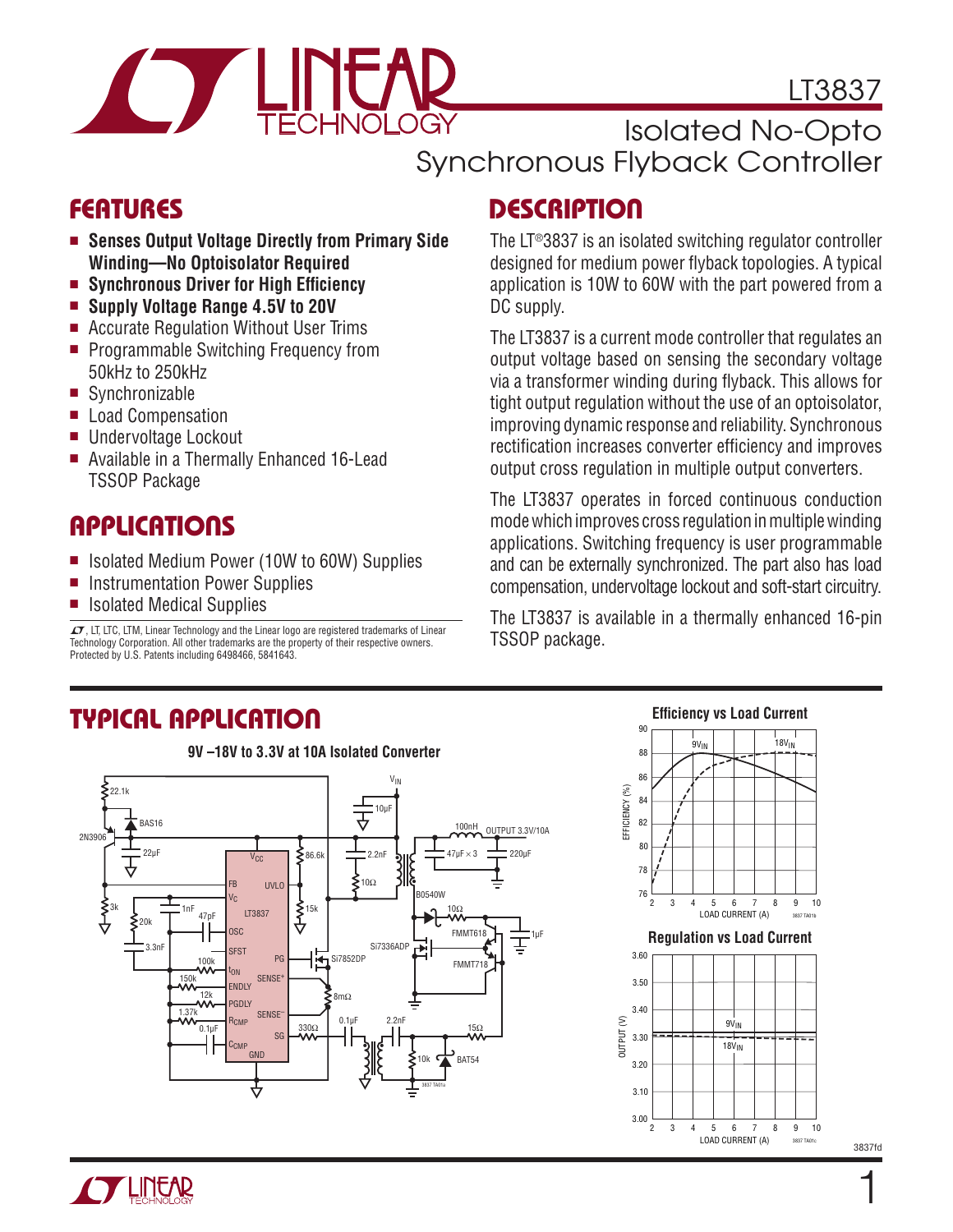# LT3837

## Isolated No-Opto Synchronous Flyback Controller

## FEATURES

- **Senses Output Voltage Directly from Primary Side Winding—No Optoisolator Required**
- **Synchronous Driver for High Efficiency**
- **Supply Voltage Range 4.5V to 20V**
- Accurate Regulation Without User Trims
- Programmable Switching Frequency from 50kHz to 250kHz
- Synchronizable
- Load Compensation
- Undervoltage Lockout
- Available in a Thermally Enhanced 16-Lead TSSOP Package

## APPLICATIONS

- Isolated Medium Power (10W to 60W) Supplies
- Instrumentation Power Supplies
- Isolated Medical Supplies

LT, LTC, LTM, Linear Technology and the Linear logo are registered trademarks of Linear Technology Corporation. All other trademarks are the property of their respective owners. Protected by U.S. Patents including 6498466, 5841643.

## DESCRIPTION

The LT®3837 is an isolated switching regulator controller designed for medium power flyback topologies. A typical application is 10W to 60W with the part powered from a DC supply.

The LT3837 is a current mode controller that regulates an output voltage based on sensing the secondary voltage via a transformer winding during flyback. This allows for tight output regulation without the use of an optoisolator, improving dynamic response and reliability. Synchronous rectification increases converter efficiency and improves output cross regulation in multiple output converters.

The LT3837 operates in forced continuous conduction mode which improves cross regulation in multiple winding applications. Switching frequency is user programmable and can be externally synchronized. The part also has load compensation, undervoltage lockout and soft-start circuitry.

The LT3837 is available in a thermally enhanced 16-pin TSSOP package.

## TYPICAL APPLICATION

**9V –18V to 3.3V at 10A Isolated Converter**

**Efficiency vs Load Current**

**Regulation vs Load Current**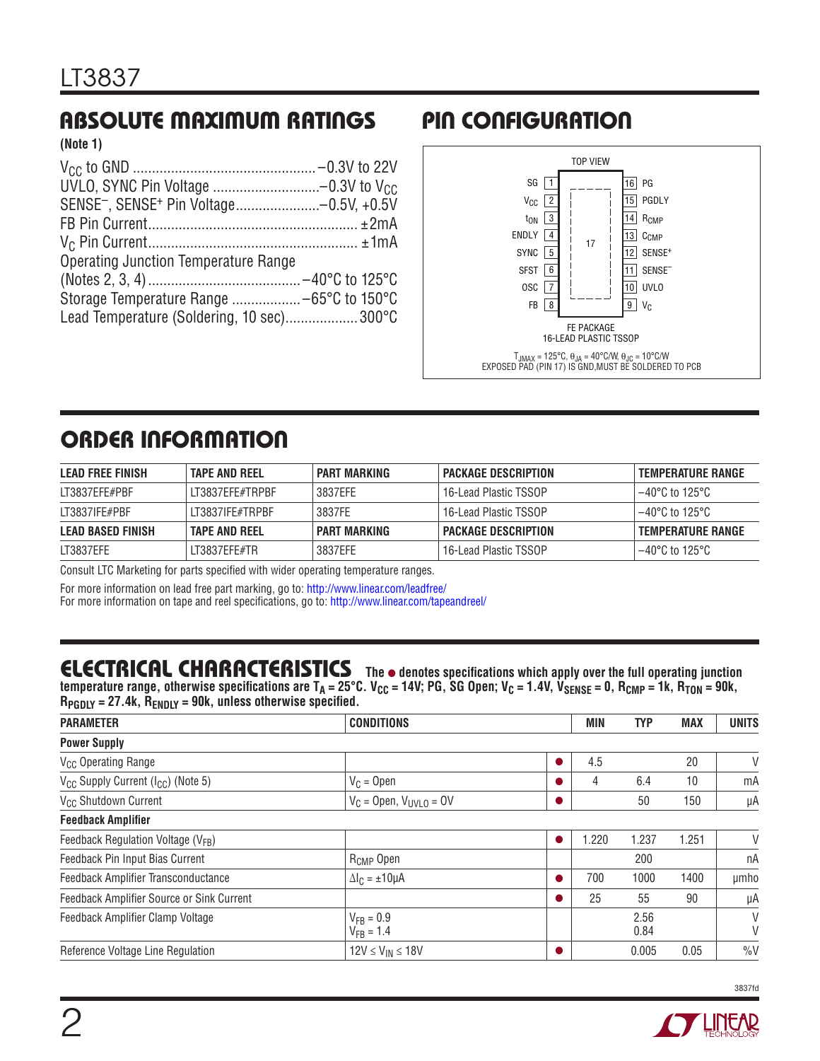## ABSOLUTE MAXIMUM RATINGS

**(Note 1)**

$V_{CC}$ to GND ............................................... –0.3V to 22V
UVLO, SYNC Pin Voltage ........................... –0.3V to $V_{CC}$
$SENSE^–$, $SENSE^+$ Pin Voltage ...................... –0.5V, +0.5V
FB Pin Current ....................................................... ±2mA
$V_C$ Pin Current ....................................................... ±1mA
Operating Junction Temperature Range
(Notes 2, 3, 4) ........................................ –40°C to 125°C
Storage Temperature Range .................. –65°C to 150°C
Lead Temperature (Soldering, 10 sec) ................... 300°C

## PIN CONFIGURATION

TOP VIEW

| Pin | Name | | Pin | Name |
|---|---|---|---|---|
| 1 | SG | | 16 | PG |
| 2 | $V_{CC}$ | | 15 | PGDLY |
| 3 | $t_{ON}$ | | 14 | $R_{CMP}$ |
| 4 | ENDLY | 17 | 13 | $C_{CMP}$ |
| 5 | SYNC | | 12 | $SENSE^+$ |
| 6 | SFST | | 11 | $SENSE^–$ |
| 7 | OSC | | 10 | UVLO |
| 8 | FB | | 9 | $V_C$ |

FE PACKAGE
16-LEAD PLASTIC TSSOP

$T_{JMAX}$ = 125°C, $\theta_{JA}$ = 40°C/W, $\theta_{JC}$ = 10°C/W
EXPOSED PAD (PIN 17) IS GND, MUST BE SOLDERED TO PCB

## ORDER INFORMATION

| LEAD FREE FINISH | TAPE AND REEL | PART MARKING | PACKAGE DESCRIPTION | TEMPERATURE RANGE |
|---|---|---|---|---|
| LT3837EFE#PBF | LT3837EFE#TRPBF | 3837EFE | 16-Lead Plastic TSSOP | –40°C to 125°C |
| LT3837IFE#PBF | LT3837IFE#TRPBF | 3837FE | 16-Lead Plastic TSSOP | –40°C to 125°C |
| **LEAD BASED FINISH** | **TAPE AND REEL** | **PART MARKING** | **PACKAGE DESCRIPTION** | **TEMPERATURE RANGE** |
| LT3837EFE | LT3837EFE#TR | 3837EFE | 16-Lead Plastic TSSOP | –40°C to 125°C |

Consult LTC Marketing for parts specified with wider operating temperature ranges.

For more information on lead free part marking, go to: http://www.linear.com/leadfree/
For more information on tape and reel specifications, go to: http://www.linear.com/tapeandreel/

## ELECTRICAL CHARACTERISTICS

**The ● denotes specifications which apply over the full operating junction temperature range, otherwise specifications are $T_A$ = 25°C. $V_{CC}$ = 14V; PG, SG Open; $V_C$ = 1.4V, $V_{SENSE}$ = 0, $R_{CMP}$ = 1k, $R_{TON}$ = 90k, $R_{PGDLY}$ = 27.4k, $R_{ENDLY}$ = 90k, unless otherwise specified.**

| PARAMETER | CONDITIONS | | MIN | TYP | MAX | UNITS |
|---|---|---|---|---|---|---|
| **Power Supply** | | | | | | |
| $V_{CC}$ Operating Range | | ● | 4.5 | | 20 | V |
| $V_{CC}$ Supply Current ($I_{CC}$) (Note 5) | $V_C$ = Open | ● | 4 | 6.4 | 10 | mA |
| $V_{CC}$ Shutdown Current | $V_C$ = Open, $V_{UVLO}$ = 0V | ● | | 50 | 150 | µA |
| **Feedback Amplifier** | | | | | | |
| Feedback Regulation Voltage ($V_{FB}$) | | ● | 1.220 | 1.237 | 1.251 | V |
| Feedback Pin Input Bias Current | $R_{CMP}$ Open | | | 200 | | nA |
| Feedback Amplifier Transconductance | $\Delta I_C$ = ±10µA | ● | 700 | 1000 | 1400 | µmho |
| Feedback Amplifier Source or Sink Current | | ● | 25 | 55 | 90 | µA |
| Feedback Amplifier Clamp Voltage | $V_{FB}$ = 0.9<br>$V_{FB}$ = 1.4 | | | 2.56<br>0.84 | | V<br>V |
| Reference Voltage Line Regulation | 12V ≤ $V_{IN}$ ≤ 18V | ● | | 0.005 | 0.05 | %/V |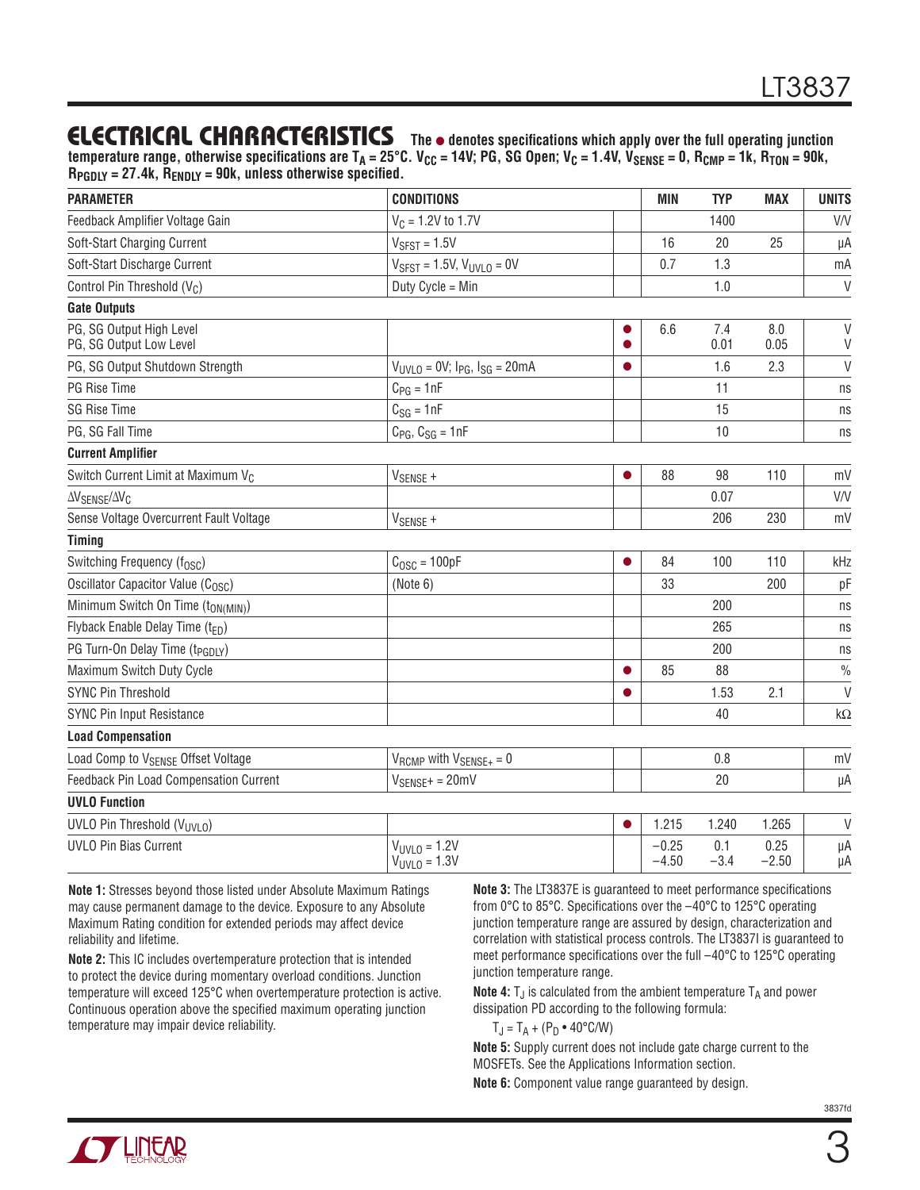## ELECTRICAL CHARACTERISTICS

**The ● denotes specifications which apply over the full operating junction temperature range, otherwise specifications are $T_A$ = 25°C. $V_{CC}$ = 14V; PG, SG Open; $V_C$ = 1.4V, $V_{SENSE}$ = 0, $R_{CMP}$ = 1k, $R_{TON}$ = 90k, $R_{PGDLY}$ = 27.4k, $R_{ENDLY}$ = 90k, unless otherwise specified.**

| PARAMETER | CONDITIONS | | MIN | TYP | MAX | UNITS |
|---|---|---|---|---|---|---|
| Feedback Amplifier Voltage Gain | $V_C$ = 1.2V to 1.7V | | | 1400 | | V/V |
| Soft-Start Charging Current | $V_{SFST}$ = 1.5V | | 16 | 20 | 25 | µA |
| Soft-Start Discharge Current | $V_{SFST}$ = 1.5V, $V_{UVLO}$ = 0V | | 0.7 | 1.3 | | mA |
| Control Pin Threshold ($V_C$) | Duty Cycle = Min | | | 1.0 | | V |
| **Gate Outputs** | | | | | | |
| PG, SG Output High Level<br>PG, SG Output Low Level | | ●<br>● | 6.6 | 7.4<br>0.01 | 8.0<br>0.05 | V<br>V |
| PG, SG Output Shutdown Strength | $V_{UVLO}$ = 0V; $I_{PG}$, $I_{SG}$ = 20mA | ● | | 1.6 | 2.3 | V |
| PG Rise Time | $C_{PG}$ = 1nF | | | 11 | | ns |
| SG Rise Time | $C_{SG}$ = 1nF | | | 15 | | ns |
| PG, SG Fall Time | $C_{PG}$, $C_{SG}$ = 1nF | | | 10 | | ns |
| **Current Amplifier** | | | | | | |
| Switch Current Limit at Maximum $V_C$ | $V_{SENSE}$ + | ● | 88 | 98 | 110 | mV |
| $\Delta V_{SENSE}/\Delta V_C$ | | | | 0.07 | | V/V |
| Sense Voltage Overcurrent Fault Voltage | $V_{SENSE}$ + | | | 206 | 230 | mV |
| **Timing** | | | | | | |
| Switching Frequency ($f_{OSC}$) | $C_{OSC}$ = 100pF | ● | 84 | 100 | 110 | kHz |
| Oscillator Capacitor Value ($C_{OSC}$) | (Note 6) | | 33 | | 200 | pF |
| Minimum Switch On Time ($t_{ON(MIN)}$) | | | | 200 | | ns |
| Flyback Enable Delay Time ($t_{ED}$) | | | | 265 | | ns |
| PG Turn-On Delay Time ($t_{PGDLY}$) | | | | 200 | | ns |
| Maximum Switch Duty Cycle | | ● | 85 | 88 | | % |
| SYNC Pin Threshold | | ● | | 1.53 | 2.1 | V |
| SYNC Pin Input Resistance | | | | 40 | | kΩ |
| **Load Compensation** | | | | | | |
| Load Comp to $V_{SENSE}$ Offset Voltage | $V_{RCMP}$ with $V_{SENSE+}$ = 0 | | | 0.8 | | mV |
| Feedback Pin Load Compensation Current | $V_{SENSE}$+ = 20mV | | | 20 | | µA |
| **UVLO Function** | | | | | | |
| UVLO Pin Threshold ($V_{UVLO}$) | | ● | 1.215 | 1.240 | 1.265 | V |
| UVLO Pin Bias Current | $V_{UVLO}$ = 1.2V<br>$V_{UVLO}$ = 1.3V | | –0.25<br>–4.50 | 0.1<br>–3.4 | 0.25<br>–2.50 | µA<br>µA |

**Note 1:** Stresses beyond those listed under Absolute Maximum Ratings may cause permanent damage to the device. Exposure to any Absolute Maximum Rating condition for extended periods may affect device reliability and lifetime.

**Note 2:** This IC includes overtemperature protection that is intended to protect the device during momentary overload conditions. Junction temperature will exceed 125°C when overtemperature protection is active. Continuous operation above the specified maximum operating junction temperature may impair device reliability.

**Note 3:** The LT3837E is guaranteed to meet performance specifications from 0°C to 85°C. Specifications over the –40°C to 125°C operating junction temperature range are assured by design, characterization and correlation with statistical process controls. The LT3837I is guaranteed to meet performance specifications over the full –40°C to 125°C operating junction temperature range.

**Note 4:** $T_J$ is calculated from the ambient temperature $T_A$ and power dissipation PD according to the following formula:

$T_J = T_A + (P_D \bullet 40°C/W)$

**Note 5:** Supply current does not include gate charge current to the MOSFETs. See the Applications Information section.

**Note 6:** Component value range guaranteed by design.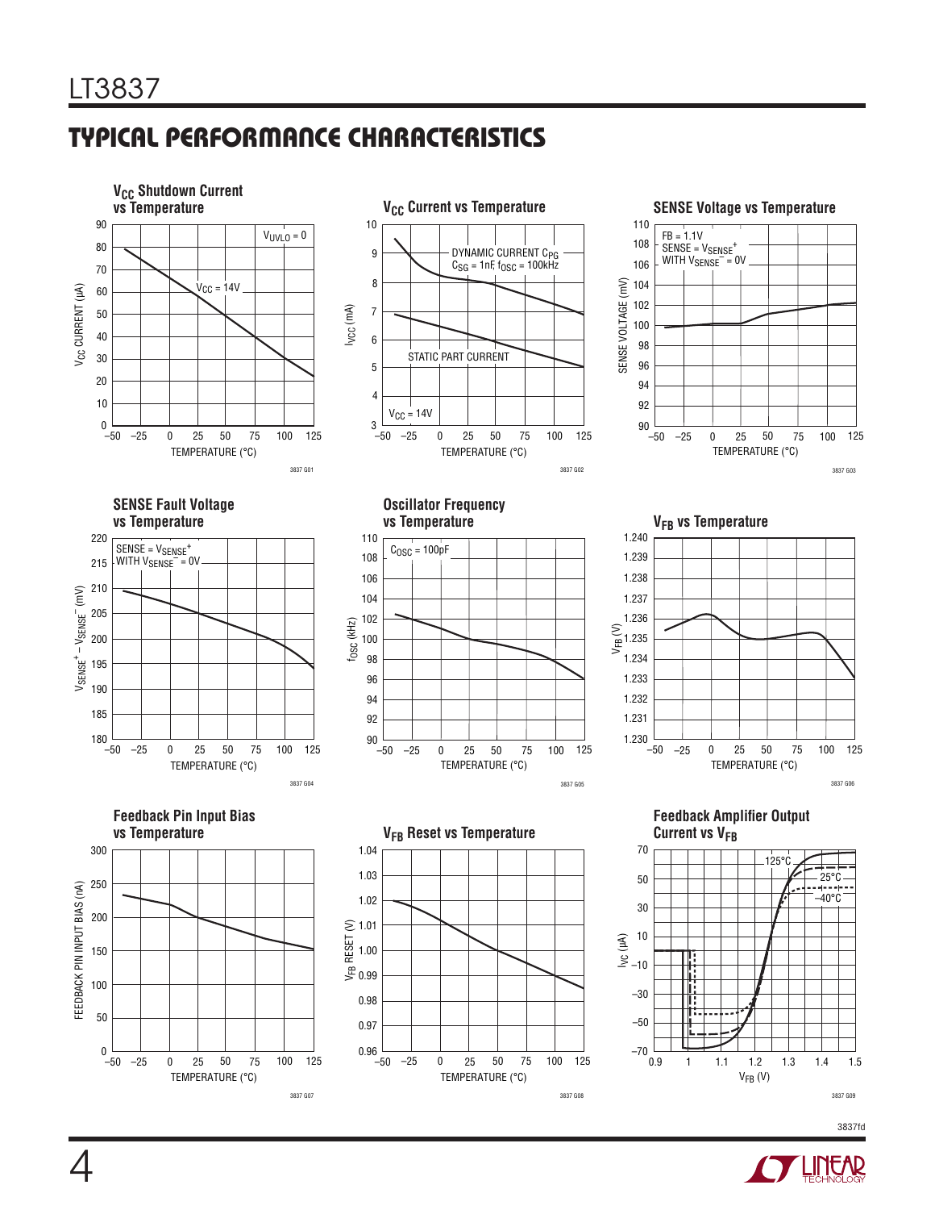## TYPICAL PERFORMANCE CHARACTERISTICS

**$V_{CC}$ Shutdown Current vs Temperature**

$V_{UVLO} = 0$, $V_{CC} = 14V$

3837 G01

**$V_{CC}$ Current vs Temperature**

DYNAMIC CURRENT $C_{PG}$ $C_{SG}$ = 1nF, $f_{OSC}$ = 100kHz

STATIC PART CURRENT

$V_{CC}$ = 14V

3837 G02

**SENSE Voltage vs Temperature**

FB = 1.1V
SENSE = $V_{SENSE}^+$ WITH $V_{SENSE}^-$ = 0V

3837 G03

**SENSE Fault Voltage vs Temperature**

SENSE = $V_{SENSE}^+$ WITH $V_{SENSE}^-$ = 0V

3837 G04

**Oscillator Frequency vs Temperature**

$C_{OSC}$ = 100pF

3837 G05

**$V_{FB}$ vs Temperature**

3837 G06

**Feedback Pin Input Bias vs Temperature**

3837 G07

**$V_{FB}$ Reset vs Temperature**

3837 G08

**Feedback Amplifier Output Current vs $V_{FB}$**

125°C, 25°C, –40°C

3837 G09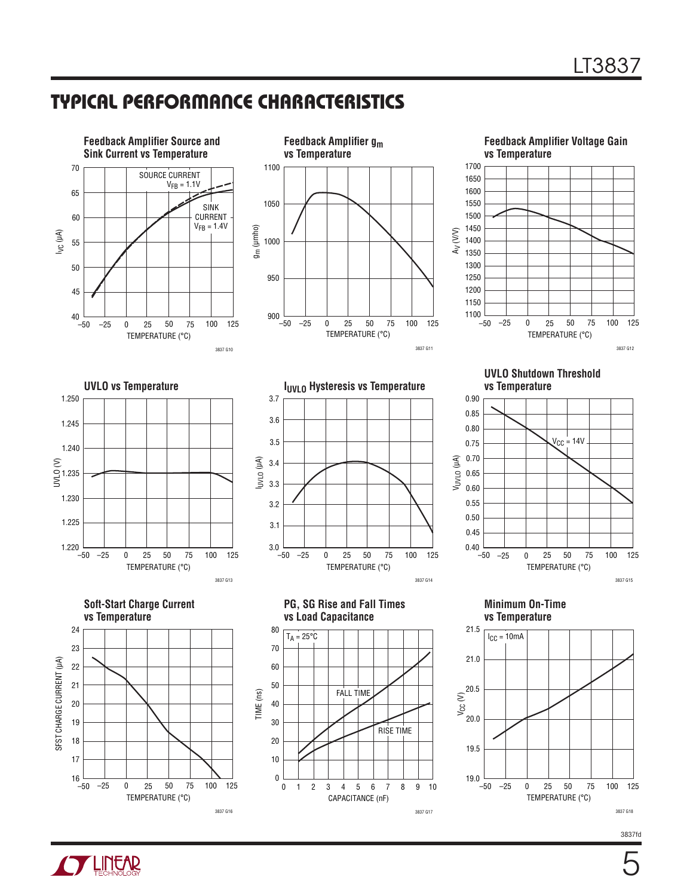## TYPICAL PERFORMANCE CHARACTERISTICS

**Feedback Amplifier Source and Sink Current vs Temperature**

SOURCE CURRENT $V_{FB}$ = 1.1V

SINK CURRENT $V_{FB}$ = 1.4V

$I_{VC}$ (µA)

TEMPERATURE (°C)

3837 G10

**Feedback Amplifier $g_m$ vs Temperature**

$g_m$ (µmho)

TEMPERATURE (°C)

3837 G11

**Feedback Amplifier Voltage Gain vs Temperature**

$A_V$ (V/V)

TEMPERATURE (°C)

3837 G12

**UVLO vs Temperature**

UVLO (V)

TEMPERATURE (°C)

3837 G13

**$I_{UVLO}$ Hysteresis vs Temperature**

$I_{UVLO}$ (µA)

TEMPERATURE (°C)

3837 G14

**UVLO Shutdown Threshold vs Temperature**

$V_{CC}$ = 14V

$V_{UVLO}$ (µA)

TEMPERATURE (°C)

3837 G15

**Soft-Start Charge Current vs Temperature**

SFST CHARGE CURRENT (µA)

TEMPERATURE (°C)

3837 G16

**PG, SG Rise and Fall Times vs Load Capacitance**

$T_A$ = 25°C

FALL TIME

RISE TIME

TIME (ns)

CAPACITANCE (nF)

3837 G17

**Minimum On-Time vs Temperature**

$I_{CC}$ = 10mA

$V_{CC}$ (V)

TEMPERATURE (°C)

3837 G18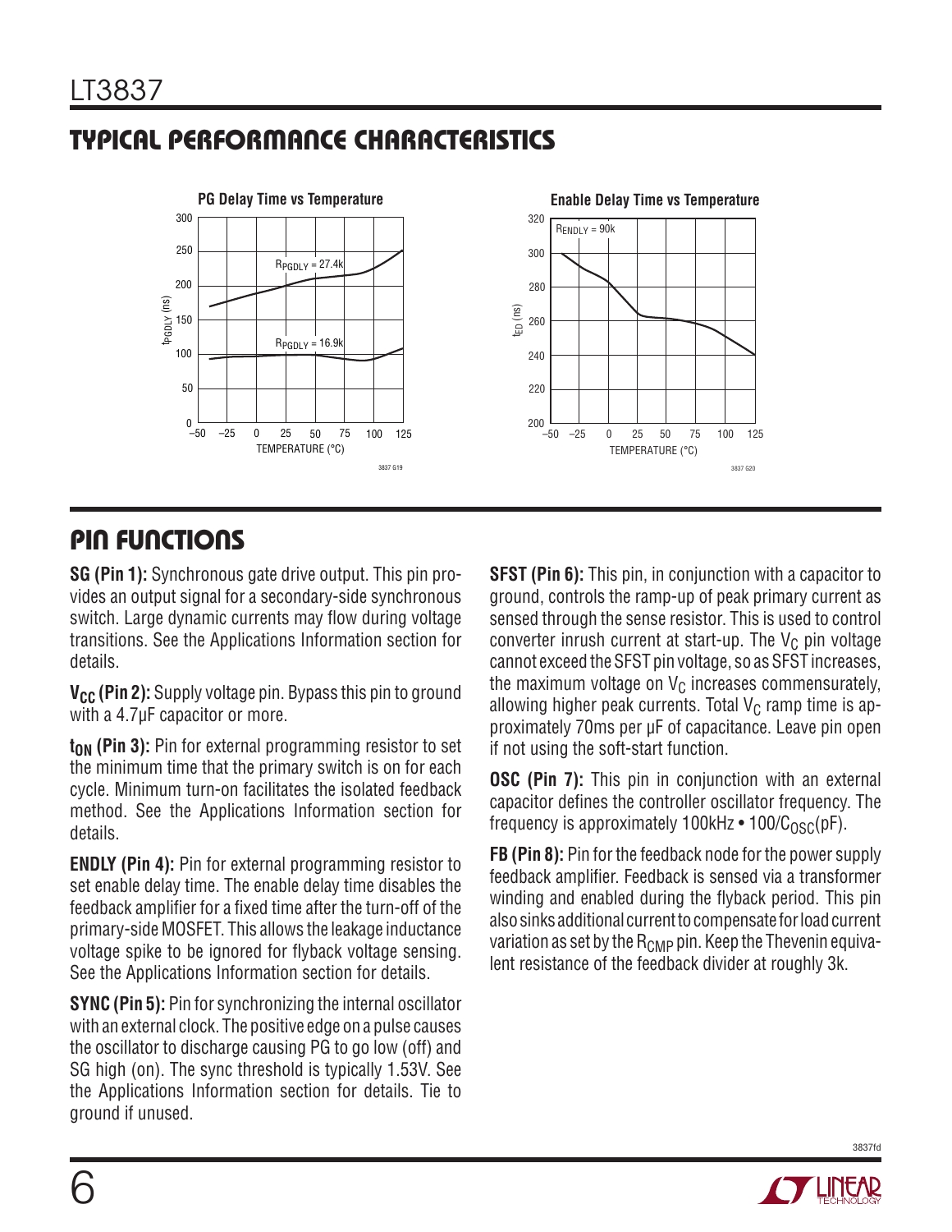## TYPICAL PERFORMANCE CHARACTERISTICS

**PG Delay Time vs Temperature**

**Enable Delay Time vs Temperature**

## PIN FUNCTIONS

**SG (Pin 1):** Synchronous gate drive output. This pin provides an output signal for a secondary-side synchronous switch. Large dynamic currents may flow during voltage transitions. See the Applications Information section for details.

**$V_{CC}$ (Pin 2):** Supply voltage pin. Bypass this pin to ground with a 4.7µF capacitor or more.

**$t_{ON}$ (Pin 3):** Pin for external programming resistor to set the minimum time that the primary switch is on for each cycle. Minimum turn-on facilitates the isolated feedback method. See the Applications Information section for details.

**ENDLY (Pin 4):** Pin for external programming resistor to set enable delay time. The enable delay time disables the feedback amplifier for a fixed time after the turn-off of the primary-side MOSFET. This allows the leakage inductance voltage spike to be ignored for flyback voltage sensing. See the Applications Information section for details.

**SYNC (Pin 5):** Pin for synchronizing the internal oscillator with an external clock. The positive edge on a pulse causes the oscillator to discharge causing PG to go low (off) and SG high (on). The sync threshold is typically 1.53V. See the Applications Information section for details. Tie to ground if unused.

**SFST (Pin 6):** This pin, in conjunction with a capacitor to ground, controls the ramp-up of peak primary current as sensed through the sense resistor. This is used to control converter inrush current at start-up. The $V_C$ pin voltage cannot exceed the SFST pin voltage, so as SFST increases, the maximum voltage on $V_C$ increases commensurately, allowing higher peak currents. Total $V_C$ ramp time is approximately 70ms per µF of capacitance. Leave pin open if not using the soft-start function.

**OSC (Pin 7):** This pin in conjunction with an external capacitor defines the controller oscillator frequency. The frequency is approximately 100kHz • $100/C_{OSC}$(pF).

**FB (Pin 8):** Pin for the feedback node for the power supply feedback amplifier. Feedback is sensed via a transformer winding and enabled during the flyback period. This pin also sinks additional current to compensate for load current variation as set by the $R_{CMP}$ pin. Keep the Thevenin equivalent resistance of the feedback divider at roughly 3k.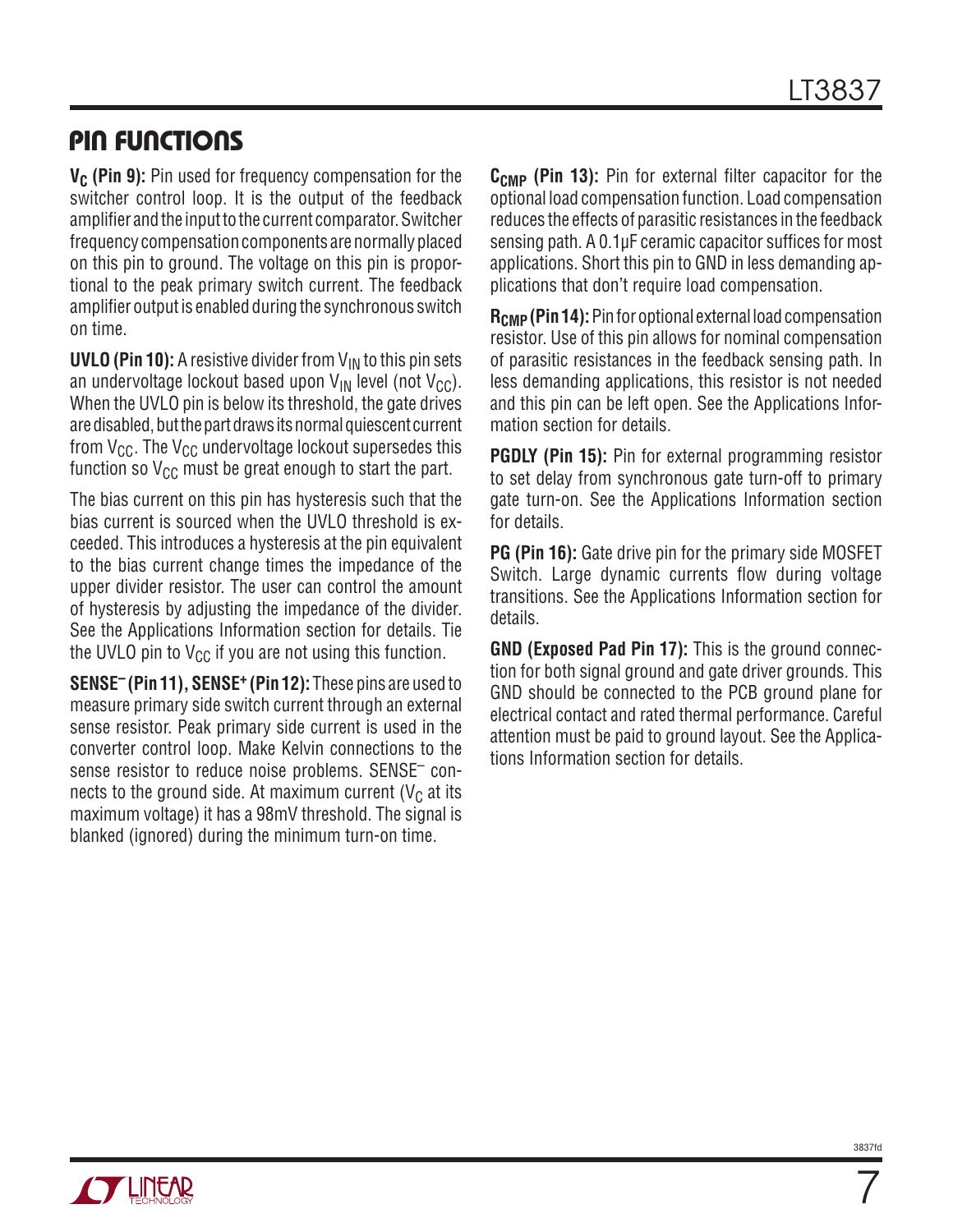## PIN FUNCTIONS

**$V_C$ (Pin 9):** Pin used for frequency compensation for the switcher control loop. It is the output of the feedback amplifier and the input to the current comparator. Switcher frequency compensation components are normally placed on this pin to ground. The voltage on this pin is proportional to the peak primary switch current. The feedback amplifier output is enabled during the synchronous switch on time.

**UVLO (Pin 10):** A resistive divider from $V_{IN}$ to this pin sets an undervoltage lockout based upon $V_{IN}$ level (not $V_{CC}$). When the UVLO pin is below its threshold, the gate drives are disabled, but the part draws its normal quiescent current from $V_{CC}$. The $V_{CC}$ undervoltage lockout supersedes this function so $V_{CC}$ must be great enough to start the part.

The bias current on this pin has hysteresis such that the bias current is sourced when the UVLO threshold is exceeded. This introduces a hysteresis at the pin equivalent to the bias current change times the impedance of the upper divider resistor. The user can control the amount of hysteresis by adjusting the impedance of the divider. See the Applications Information section for details. Tie the UVLO pin to $V_{CC}$ if you are not using this function.

**$SENSE^–$ (Pin 11), $SENSE^+$ (Pin 12):** These pins are used to measure primary side switch current through an external sense resistor. Peak primary side current is used in the converter control loop. Make Kelvin connections to the sense resistor to reduce noise problems. $SENSE^–$ connects to the ground side. At maximum current ($V_C$ at its maximum voltage) it has a 98mV threshold. The signal is blanked (ignored) during the minimum turn-on time.

**$C_{CMP}$ (Pin 13):** Pin for external filter capacitor for the optional load compensation function. Load compensation reduces the effects of parasitic resistances in the feedback sensing path. A 0.1µF ceramic capacitor suffices for most applications. Short this pin to GND in less demanding applications that don't require load compensation.

**$R_{CMP}$ (Pin 14):** Pin for optional external load compensation resistor. Use of this pin allows for nominal compensation of parasitic resistances in the feedback sensing path. In less demanding applications, this resistor is not needed and this pin can be left open. See the Applications Information section for details.

**PGDLY (Pin 15):** Pin for external programming resistor to set delay from synchronous gate turn-off to primary gate turn-on. See the Applications Information section for details.

**PG (Pin 16):** Gate drive pin for the primary side MOSFET Switch. Large dynamic currents flow during voltage transitions. See the Applications Information section for details.

**GND (Exposed Pad Pin 17):** This is the ground connection for both signal ground and gate driver grounds. This GND should be connected to the PCB ground plane for electrical contact and rated thermal performance. Careful attention must be paid to ground layout. See the Applications Information section for details.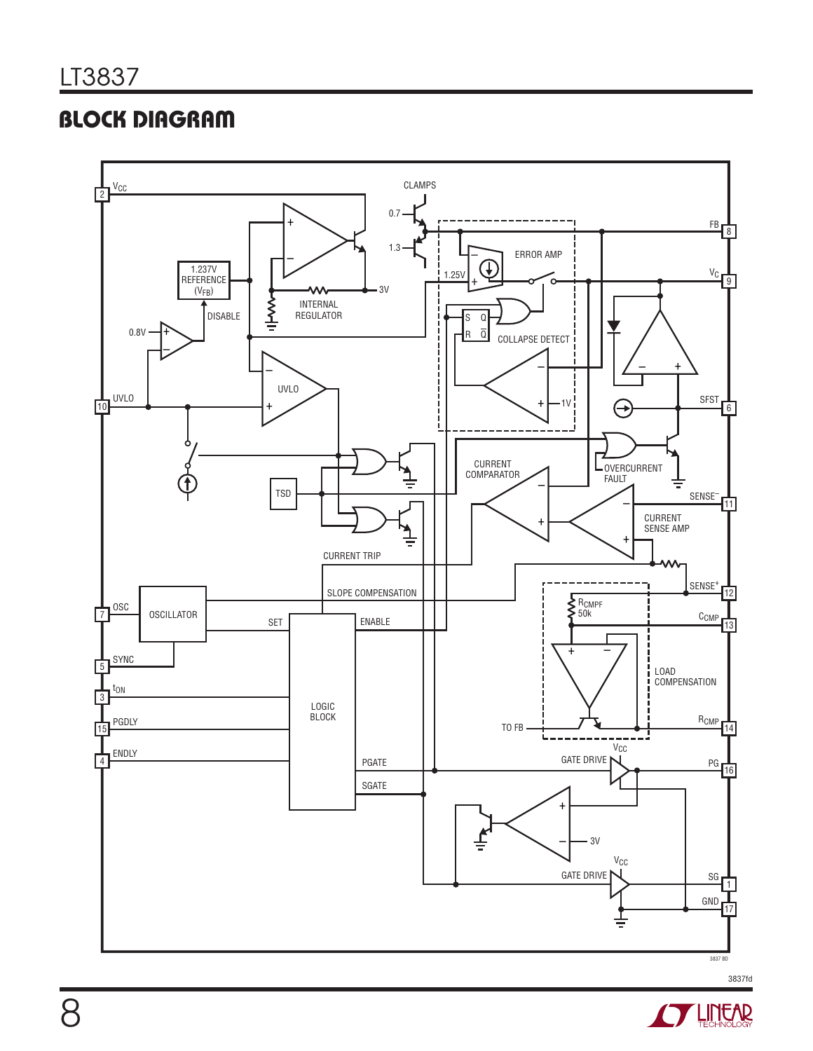## BLOCK DIAGRAM

2 VCC
10 UVLO
7 OSC
5 SYNC
3 tON
15 PGDLY
4 ENDLY

CLAMPS
0.7
1.3
1.237V REFERENCE (VFB)
INTERNAL REGULATOR
3V
DISABLE
0.8V
UVLO
ERROR AMP
1.25V
S Q
R Q̄
COLLAPSE DETECT
1V
TSD
CURRENT COMPARATOR
OVERCURRENT FAULT
CURRENT SENSE AMP
CURRENT TRIP
SLOPE COMPENSATION
OSCILLATOR
SET
ENABLE
LOGIC BLOCK
PGATE
SGATE
RCMPF 50k
LOAD COMPENSATION
TO FB
GATE DRIVE
VCC
3V
GATE DRIVE
VCC

FB 8
VC 9
SFST 6
SENSE− 11
SENSE+ 12
CCMP 13
RCMP 14
PG 16
SG 1
GND 17

3837 BD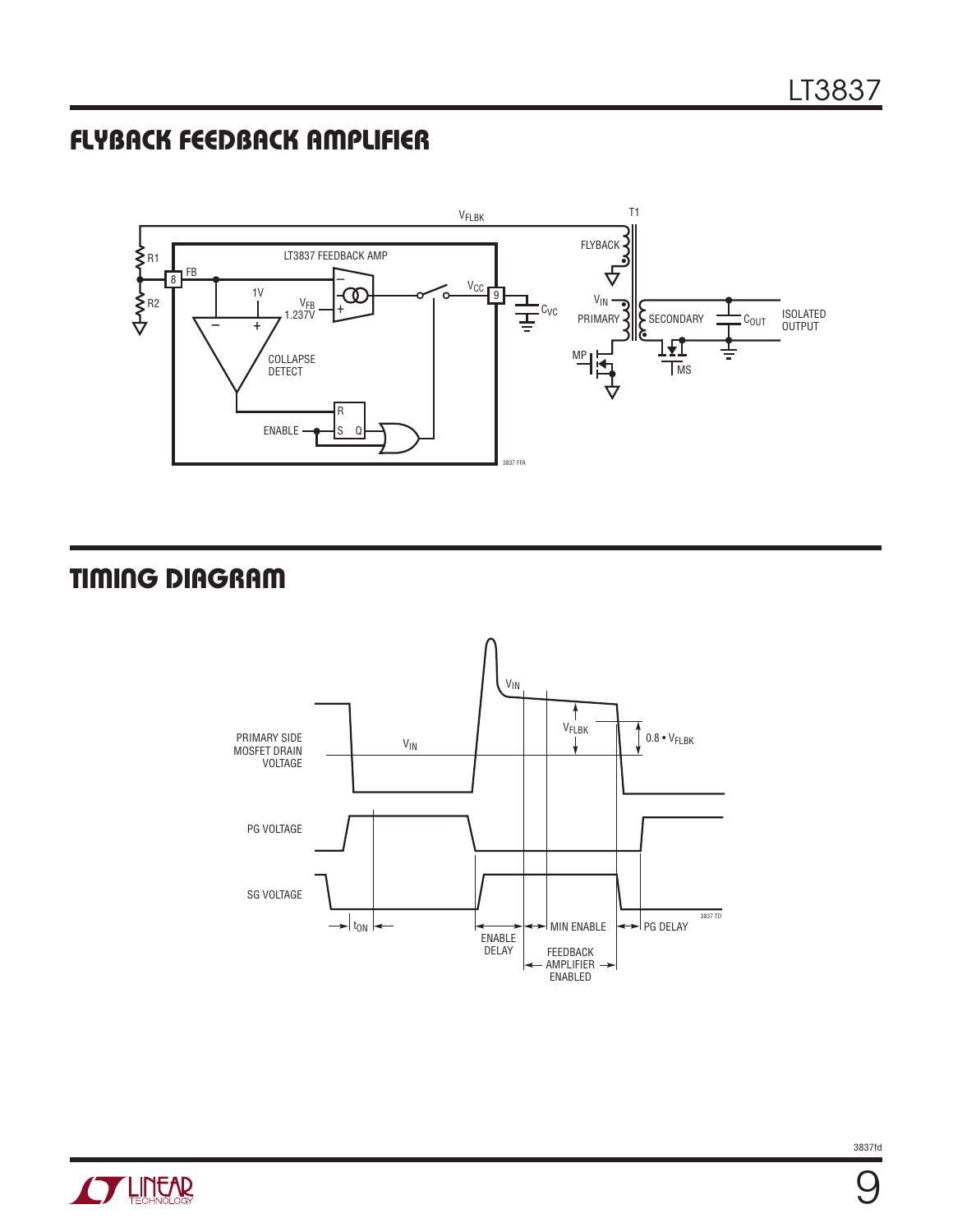## FLYBACK FEEDBACK AMPLIFIER

## TIMING DIAGRAM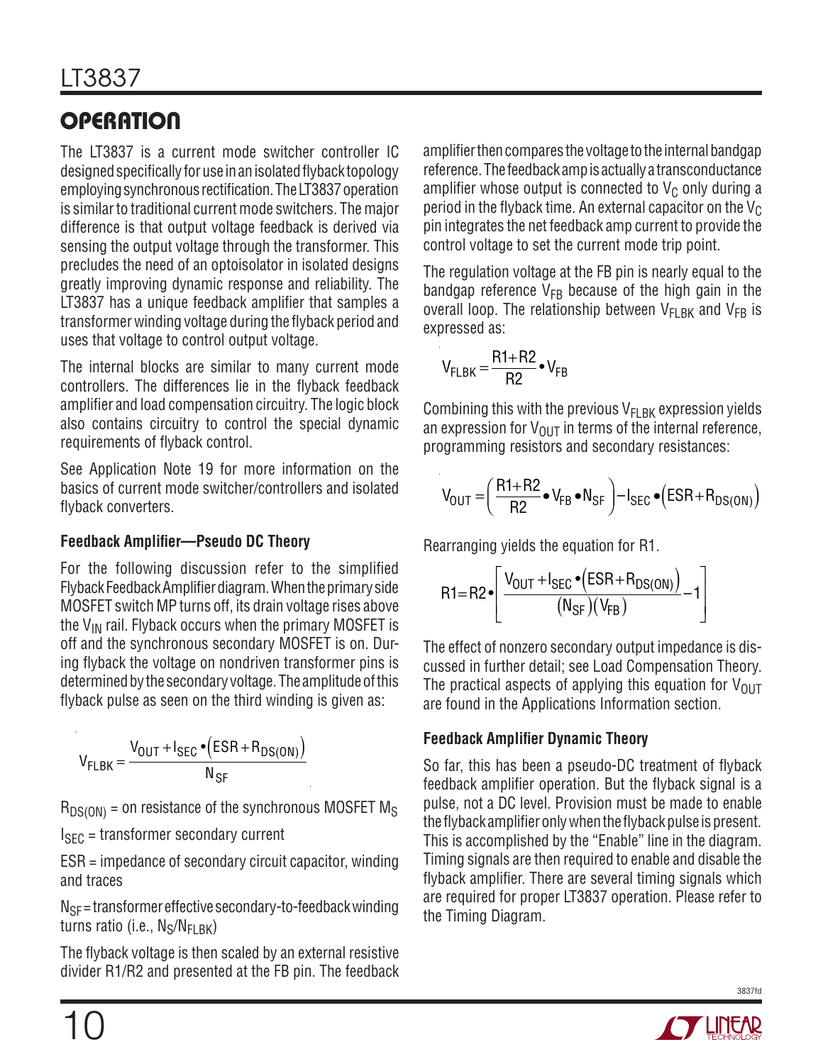# OPERATION

The LT3837 is a current mode switcher controller IC designed specifically for use in an isolated flyback topology employing synchronous rectification. The LT3837 operation is similar to traditional current mode switchers. The major difference is that output voltage feedback is derived via sensing the output voltage through the transformer. This precludes the need of an optoisolator in isolated designs greatly improving dynamic response and reliability. The LT3837 has a unique feedback amplifier that samples a transformer winding voltage during the flyback period and uses that voltage to control output voltage.

The internal blocks are similar to many current mode controllers. The differences lie in the flyback feedback amplifier and load compensation circuitry. The logic block also contains circuitry to control the special dynamic requirements of flyback control.

See Application Note 19 for more information on the basics of current mode switcher/controllers and isolated flyback converters.

### Feedback Amplifier—Pseudo DC Theory

For the following discussion refer to the simplified Flyback Feedback Amplifier diagram. When the primary side MOSFET switch MP turns off, its drain voltage rises above the $V_{IN}$ rail. Flyback occurs when the primary MOSFET is off and the synchronous secondary MOSFET is on. During flyback the voltage on nondriven transformer pins is determined by the secondary voltage. The amplitude of this flyback pulse as seen on the third winding is given as:

$$V_{FLBK} = \frac{V_{OUT} + I_{SEC} \bullet \left(ESR + R_{DS(ON)}\right)}{N_{SF}}$$

$R_{DS(ON)}$ = on resistance of the synchronous MOSFET $M_S$

$I_{SEC}$ = transformer secondary current

ESR = impedance of secondary circuit capacitor, winding and traces

$N_{SF}$ = transformer effective secondary-to-feedback winding turns ratio (i.e., $N_S/N_{FLBK}$)

The flyback voltage is then scaled by an external resistive divider R1/R2 and presented at the FB pin. The feedback amplifier then compares the voltage to the internal bandgap reference. The feedback amp is actually a transconductance amplifier whose output is connected to $V_C$ only during a period in the flyback time. An external capacitor on the $V_C$ pin integrates the net feedback amp current to provide the control voltage to set the current mode trip point.

The regulation voltage at the FB pin is nearly equal to the bandgap reference $V_{FB}$ because of the high gain in the overall loop. The relationship between $V_{FLBK}$ and $V_{FB}$ is expressed as:

$$V_{FLBK} = \frac{R1 + R2}{R2} \bullet V_{FB}$$

Combining this with the previous $V_{FLBK}$ expression yields an expression for $V_{OUT}$ in terms of the internal reference, programming resistors and secondary resistances:

$$V_{OUT} = \left(\frac{R1 + R2}{R2} \bullet V_{FB} \bullet N_{SF}\right) - I_{SEC} \bullet \left(ESR + R_{DS(ON)}\right)$$

Rearranging yields the equation for R1.

$$R1 = R2 \bullet \left[\frac{V_{OUT} + I_{SEC} \bullet \left(ESR + R_{DS(ON)}\right)}{(N_{SF})(V_{FB})} - 1\right]$$

The effect of nonzero secondary output impedance is discussed in further detail; see Load Compensation Theory. The practical aspects of applying this equation for $V_{OUT}$ are found in the Applications Information section.

### Feedback Amplifier Dynamic Theory

So far, this has been a pseudo-DC treatment of flyback feedback amplifier operation. But the flyback signal is a pulse, not a DC level. Provision must be made to enable the flyback amplifier only when the flyback pulse is present. This is accomplished by the "Enable" line in the diagram. Timing signals are then required to enable and disable the flyback amplifier. There are several timing signals which are required for proper LT3837 operation. Please refer to the Timing Diagram.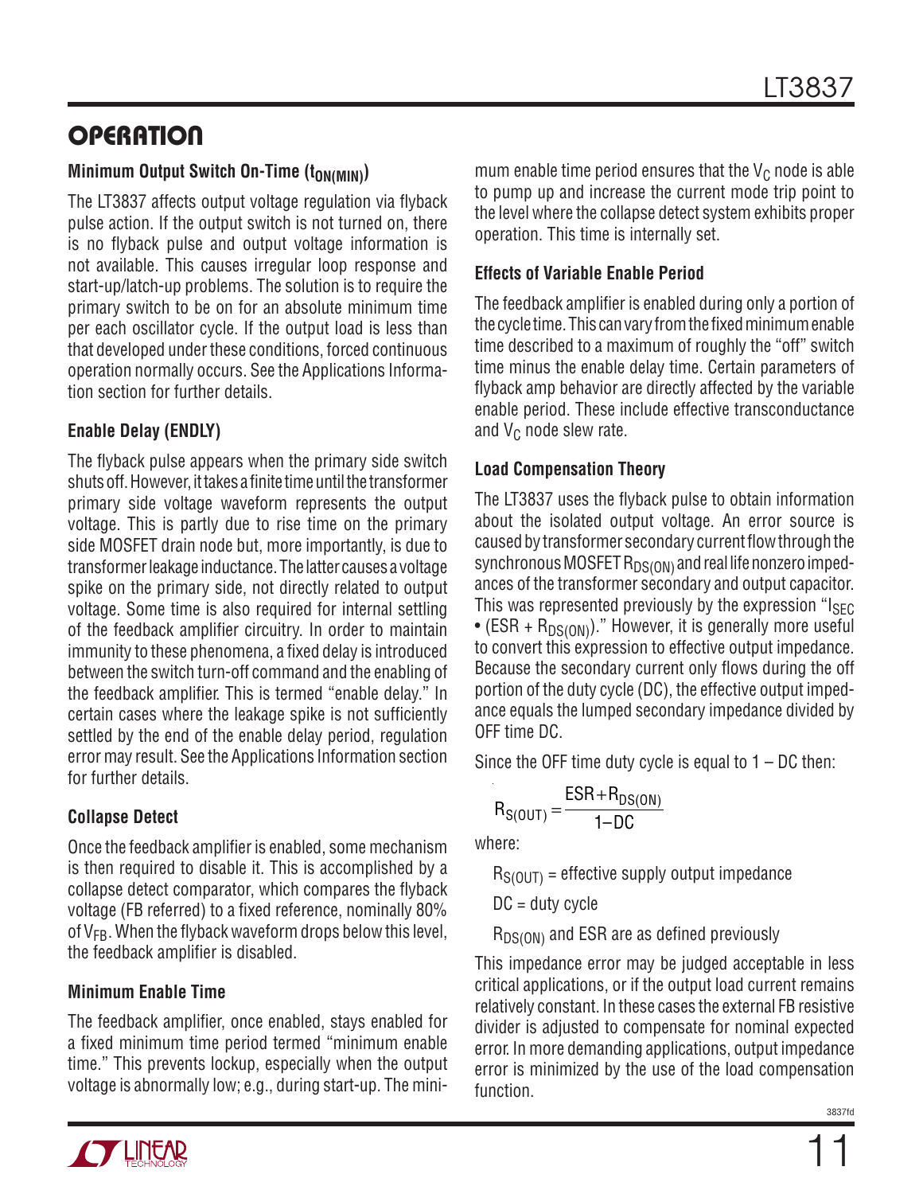## OPERATION

### Minimum Output Switch On-Time ($t_{ON(MIN)}$)

The LT3837 affects output voltage regulation via flyback pulse action. If the output switch is not turned on, there is no flyback pulse and output voltage information is not available. This causes irregular loop response and start-up/latch-up problems. The solution is to require the primary switch to be on for an absolute minimum time per each oscillator cycle. If the output load is less than that developed under these conditions, forced continuous operation normally occurs. See the Applications Information section for further details.

### Enable Delay (ENDLY)

The flyback pulse appears when the primary side switch shuts off. However, it takes a finite time until the transformer primary side voltage waveform represents the output voltage. This is partly due to rise time on the primary side MOSFET drain node but, more importantly, is due to transformer leakage inductance. The latter causes a voltage spike on the primary side, not directly related to output voltage. Some time is also required for internal settling of the feedback amplifier circuitry. In order to maintain immunity to these phenomena, a fixed delay is introduced between the switch turn-off command and the enabling of the feedback amplifier. This is termed "enable delay." In certain cases where the leakage spike is not sufficiently settled by the end of the enable delay period, regulation error may result. See the Applications Information section for further details.

### Collapse Detect

Once the feedback amplifier is enabled, some mechanism is then required to disable it. This is accomplished by a collapse detect comparator, which compares the flyback voltage (FB referred) to a fixed reference, nominally 80% of $V_{FB}$. When the flyback waveform drops below this level, the feedback amplifier is disabled.

### Minimum Enable Time

The feedback amplifier, once enabled, stays enabled for a fixed minimum time period termed "minimum enable time." This prevents lockup, especially when the output voltage is abnormally low; e.g., during start-up. The minimum enable time period ensures that the $V_C$ node is able to pump up and increase the current mode trip point to the level where the collapse detect system exhibits proper operation. This time is internally set.

### Effects of Variable Enable Period

The feedback amplifier is enabled during only a portion of the cycle time. This can vary from the fixed minimum enable time described to a maximum of roughly the "off" switch time minus the enable delay time. Certain parameters of flyback amp behavior are directly affected by the variable enable period. These include effective transconductance and $V_C$ node slew rate.

### Load Compensation Theory

The LT3837 uses the flyback pulse to obtain information about the isolated output voltage. An error source is caused by transformer secondary current flow through the synchronous MOSFET $R_{DS(ON)}$ and real life nonzero impedances of the transformer secondary and output capacitor. This was represented previously by the expression "$I_{SEC} \cdot (ESR + R_{DS(ON)})$." However, it is generally more useful to convert this expression to effective output impedance. Because the secondary current only flows during the off portion of the duty cycle (DC), the effective output impedance equals the lumped secondary impedance divided by OFF time DC.

Since the OFF time duty cycle is equal to 1 – DC then:

$$R_{S(OUT)} = \frac{ESR + R_{DS(ON)}}{1 - DC}$$

where:

$R_{S(OUT)}$ = effective supply output impedance

DC = duty cycle

$R_{DS(ON)}$ and ESR are as defined previously

This impedance error may be judged acceptable in less critical applications, or if the output load current remains relatively constant. In these cases the external FB resistive divider is adjusted to compensate for nominal expected error. In more demanding applications, output impedance error is minimized by the use of the load compensation function.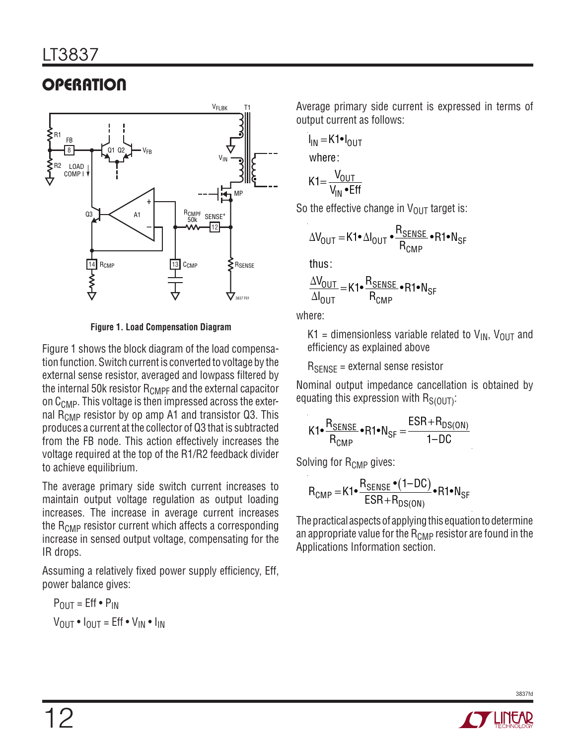## OPERATION

Figure 1. Load Compensation Diagram

Figure 1 shows the block diagram of the load compensation function. Switch current is converted to voltage by the external sense resistor, averaged and lowpass filtered by the internal 50k resistor $R_{CMPF}$ and the external capacitor on $C_{CMP}$. This voltage is then impressed across the external $R_{CMP}$ resistor by op amp A1 and transistor Q3. This produces a current at the collector of Q3 that is subtracted from the FB node. This action effectively increases the voltage required at the top of the R1/R2 feedback divider to achieve equilibrium.

The average primary side switch current increases to maintain output voltage regulation as output loading increases. The increase in average current increases the $R_{CMP}$ resistor current which affects a corresponding increase in sensed output voltage, compensating for the IR drops.

Assuming a relatively fixed power supply efficiency, Eff, power balance gives:

$$P_{OUT} = Eff \cdot P_{IN}$$

$$V_{OUT} \cdot I_{OUT} = Eff \cdot V_{IN} \cdot I_{IN}$$

Average primary side current is expressed in terms of output current as follows:

$$I_{IN} = K1 \cdot I_{OUT}$$

where:

$$K1 = \frac{V_{OUT}}{V_{IN} \cdot Eff}$$

So the effective change in $V_{OUT}$ target is:

$$\Delta V_{OUT} = K1 \cdot \Delta I_{OUT} \cdot \frac{R_{SENSE}}{R_{CMP}} \cdot R1 \cdot N_{SF}$$

thus:

$$\frac{\Delta V_{OUT}}{\Delta I_{OUT}} = K1 \cdot \frac{R_{SENSE}}{R_{CMP}} \cdot R1 \cdot N_{SF}$$

where:

K1 = dimensionless variable related to $V_{IN}$, $V_{OUT}$ and efficiency as explained above

$R_{SENSE}$ = external sense resistor

Nominal output impedance cancellation is obtained by equating this expression with $R_{S(OUT)}$:

$$K1 \cdot \frac{R_{SENSE}}{R_{CMP}} \cdot R1 \cdot N_{SF} = \frac{ESR + R_{DS(ON)}}{1 - DC}$$

Solving for $R_{CMP}$ gives:

$$R_{CMP} = K1 \cdot \frac{R_{SENSE} \cdot (1 - DC)}{ESR + R_{DS(ON)}} \cdot R1 \cdot N_{SF}$$

The practical aspects of applying this equation to determine an appropriate value for the $R_{CMP}$ resistor are found in the Applications Information section.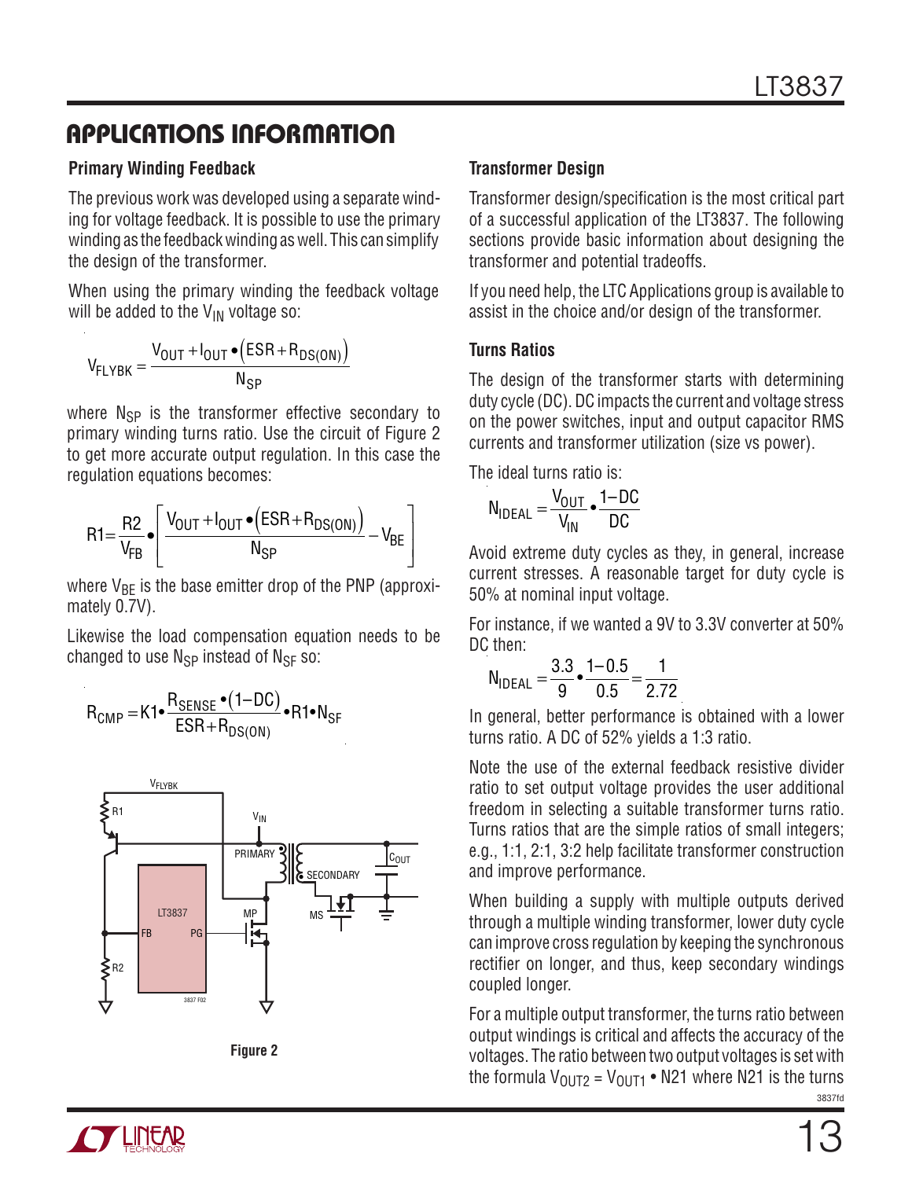## APPLICATIONS INFORMATION

### Primary Winding Feedback

The previous work was developed using a separate winding for voltage feedback. It is possible to use the primary winding as the feedback winding as well. This can simplify the design of the transformer.

When using the primary winding the feedback voltage will be added to the $V_{IN}$ voltage so:

$$V_{FLYBK} = \frac{V_{OUT} + I_{OUT} \bullet (ESR + R_{DS(ON)})}{N_{SP}}$$

where $N_{SP}$ is the transformer effective secondary to primary winding turns ratio. Use the circuit of Figure 2 to get more accurate output regulation. In this case the regulation equations becomes:

$$R1 = \frac{R2}{V_{FB}} \bullet \left[ \frac{V_{OUT} + I_{OUT} \bullet (ESR + R_{DS(ON)})}{N_{SP}} - V_{BE} \right]$$

where $V_{BE}$ is the base emitter drop of the PNP (approximately 0.7V).

Likewise the load compensation equation needs to be changed to use $N_{SP}$ instead of $N_{SF}$ so:

$$R_{CMP} = K1 \bullet \frac{R_{SENSE} \bullet (1 - DC)}{ESR + R_{DS(ON)}} \bullet R1 \bullet N_{SF}$$

Figure 2

### Transformer Design

Transformer design/specification is the most critical part of a successful application of the LT3837. The following sections provide basic information about designing the transformer and potential tradeoffs.

If you need help, the LTC Applications group is available to assist in the choice and/or design of the transformer.

### Turns Ratios

The design of the transformer starts with determining duty cycle (DC). DC impacts the current and voltage stress on the power switches, input and output capacitor RMS currents and transformer utilization (size vs power).

The ideal turns ratio is:

$$N_{IDEAL} = \frac{V_{OUT}}{V_{IN}} \bullet \frac{1 - DC}{DC}$$

Avoid extreme duty cycles as they, in general, increase current stresses. A reasonable target for duty cycle is 50% at nominal input voltage.

For instance, if we wanted a 9V to 3.3V converter at 50% DC then:

$$N_{IDEAL} = \frac{3.3}{9} \bullet \frac{1 - 0.5}{0.5} = \frac{1}{2.72}$$

In general, better performance is obtained with a lower turns ratio. A DC of 52% yields a 1:3 ratio.

Note the use of the external feedback resistive divider ratio to set output voltage provides the user additional freedom in selecting a suitable transformer turns ratio. Turns ratios that are the simple ratios of small integers; e.g., 1:1, 2:1, 3:2 help facilitate transformer construction and improve performance.

When building a supply with multiple outputs derived through a multiple winding transformer, lower duty cycle can improve cross regulation by keeping the synchronous rectifier on longer, and thus, keep secondary windings coupled longer.

For a multiple output transformer, the turns ratio between output windings is critical and affects the accuracy of the voltages. The ratio between two output voltages is set with the formula $V_{OUT2} = V_{OUT1} \bullet N21$ where N21 is the turns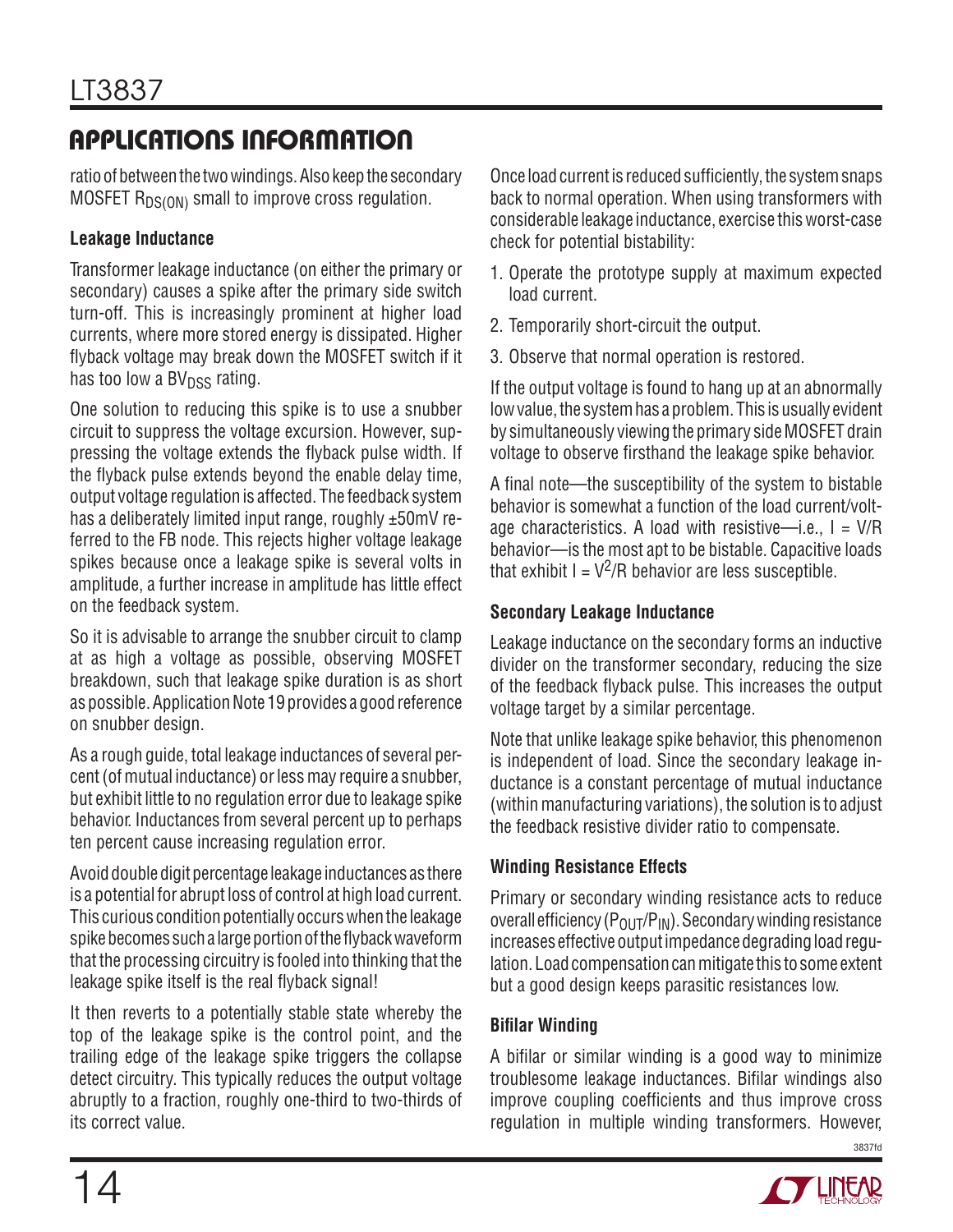## APPLICATIONS INFORMATION

ratio of between the two windings. Also keep the secondary MOSFET $R_{DS(ON)}$ small to improve cross regulation.

### Leakage Inductance

Transformer leakage inductance (on either the primary or secondary) causes a spike after the primary side switch turn-off. This is increasingly prominent at higher load currents, where more stored energy is dissipated. Higher flyback voltage may break down the MOSFET switch if it has too low a $BV_{DSS}$ rating.

One solution to reducing this spike is to use a snubber circuit to suppress the voltage excursion. However, suppressing the voltage extends the flyback pulse width. If the flyback pulse extends beyond the enable delay time, output voltage regulation is affected. The feedback system has a deliberately limited input range, roughly ±50mV referred to the FB node. This rejects higher voltage leakage spikes because once a leakage spike is several volts in amplitude, a further increase in amplitude has little effect on the feedback system.

So it is advisable to arrange the snubber circuit to clamp at as high a voltage as possible, observing MOSFET breakdown, such that leakage spike duration is as short as possible. Application Note 19 provides a good reference on snubber design.

As a rough guide, total leakage inductances of several percent (of mutual inductance) or less may require a snubber, but exhibit little to no regulation error due to leakage spike behavior. Inductances from several percent up to perhaps ten percent cause increasing regulation error.

Avoid double digit percentage leakage inductances as there is a potential for abrupt loss of control at high load current. This curious condition potentially occurs when the leakage spike becomes such a large portion of the flyback waveform that the processing circuitry is fooled into thinking that the leakage spike itself is the real flyback signal!

It then reverts to a potentially stable state whereby the top of the leakage spike is the control point, and the trailing edge of the leakage spike triggers the collapse detect circuitry. This typically reduces the output voltage abruptly to a fraction, roughly one-third to two-thirds of its correct value.

Once load current is reduced sufficiently, the system snaps back to normal operation. When using transformers with considerable leakage inductance, exercise this worst-case check for potential bistability:

1. Operate the prototype supply at maximum expected load current.
2. Temporarily short-circuit the output.
3. Observe that normal operation is restored.

If the output voltage is found to hang up at an abnormally low value, the system has a problem. This is usually evident by simultaneously viewing the primary side MOSFET drain voltage to observe firsthand the leakage spike behavior.

A final note—the susceptibility of the system to bistable behavior is somewhat a function of the load current/voltage characteristics. A load with resistive—i.e., $I = V/R$ behavior—is the most apt to be bistable. Capacitive loads that exhibit $I = V^2/R$ behavior are less susceptible.

### Secondary Leakage Inductance

Leakage inductance on the secondary forms an inductive divider on the transformer secondary, reducing the size of the feedback flyback pulse. This increases the output voltage target by a similar percentage.

Note that unlike leakage spike behavior, this phenomenon is independent of load. Since the secondary leakage inductance is a constant percentage of mutual inductance (within manufacturing variations), the solution is to adjust the feedback resistive divider ratio to compensate.

### Winding Resistance Effects

Primary or secondary winding resistance acts to reduce overall efficiency ($P_{OUT}/P_{IN}$). Secondary winding resistance increases effective output impedance degrading load regulation. Load compensation can mitigate this to some extent but a good design keeps parasitic resistances low.

### Bifilar Winding

A bifilar or similar winding is a good way to minimize troublesome leakage inductances. Bifilar windings also improve coupling coefficients and thus improve cross regulation in multiple winding transformers. However,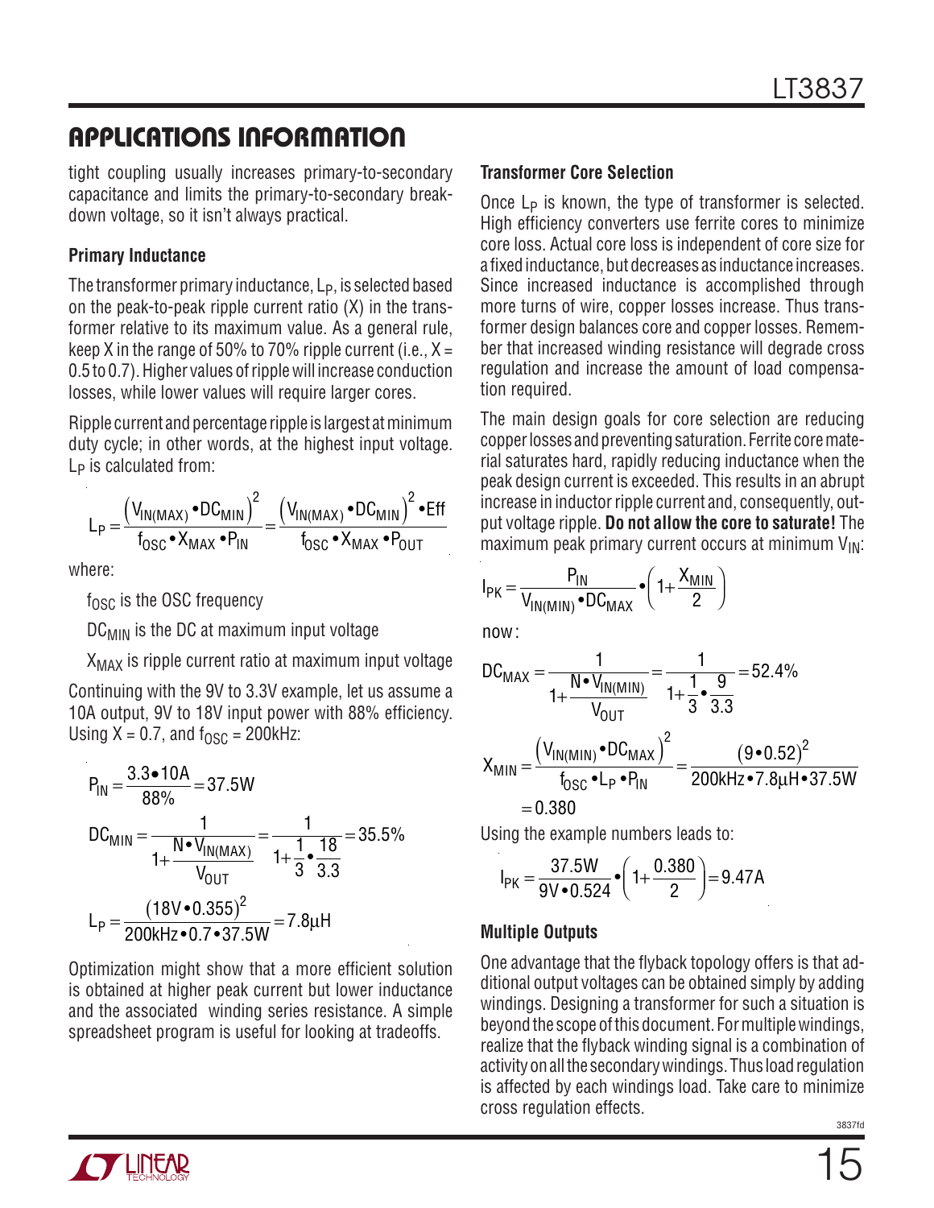## APPLICATIONS INFORMATION

tight coupling usually increases primary-to-secondary capacitance and limits the primary-to-secondary breakdown voltage, so it isn't always practical.

### Primary Inductance

The transformer primary inductance, $L_P$, is selected based on the peak-to-peak ripple current ratio (X) in the transformer relative to its maximum value. As a general rule, keep X in the range of 50% to 70% ripple current (i.e., X = 0.5 to 0.7). Higher values of ripple will increase conduction losses, while lower values will require larger cores.

Ripple current and percentage ripple is largest at minimum duty cycle; in other words, at the highest input voltage. $L_P$ is calculated from:

$$L_P = \frac{\left(V_{IN(MAX)} \bullet DC_{MIN}\right)^2}{f_{OSC} \bullet X_{MAX} \bullet P_{IN}} = \frac{\left(V_{IN(MAX)} \bullet DC_{MIN}\right)^2 \bullet Eff}{f_{OSC} \bullet X_{MAX} \bullet P_{OUT}}$$

where:

$f_{OSC}$ is the OSC frequency

$DC_{MIN}$ is the DC at maximum input voltage

$X_{MAX}$ is ripple current ratio at maximum input voltage

Continuing with the 9V to 3.3V example, let us assume a 10A output, 9V to 18V input power with 88% efficiency. Using X = 0.7, and $f_{OSC}$ = 200kHz:

$$P_{IN} = \frac{3.3 \bullet 10A}{88\%} = 37.5W$$

$$DC_{MIN} = \frac{1}{1 + \frac{N \bullet V_{IN(MAX)}}{V_{OUT}}} = \frac{1}{1 + \frac{1}{3} \bullet \frac{18}{3.3}} = 35.5\%$$

$$L_P = \frac{(18V \bullet 0.355)^2}{200kHz \bullet 0.7 \bullet 37.5W} = 7.8\mu H$$

Optimization might show that a more efficient solution is obtained at higher peak current but lower inductance and the associated winding series resistance. A simple spreadsheet program is useful for looking at tradeoffs.

### Transformer Core Selection

Once $L_P$ is known, the type of transformer is selected. High efficiency converters use ferrite cores to minimize core loss. Actual core loss is independent of core size for a fixed inductance, but decreases as inductance increases. Since increased inductance is accomplished through more turns of wire, copper losses increase. Thus transformer design balances core and copper losses. Remember that increased winding resistance will degrade cross regulation and increase the amount of load compensation required.

The main design goals for core selection are reducing copper losses and preventing saturation. Ferrite core material saturates hard, rapidly reducing inductance when the peak design current is exceeded. This results in an abrupt increase in inductor ripple current and, consequently, output voltage ripple. **Do not allow the core to saturate!** The maximum peak primary current occurs at minimum $V_{IN}$:

$$I_{PK} = \frac{P_{IN}}{V_{IN(MIN)} \bullet DC_{MAX}} \bullet \left(1 + \frac{X_{MIN}}{2}\right)$$

now:

$$DC_{MAX} = \frac{1}{1 + \frac{N \bullet V_{IN(MIN)}}{V_{OUT}}} = \frac{1}{1 + \frac{1}{3} \bullet \frac{9}{3.3}} = 52.4\%$$

$$X_{MIN} = \frac{\left(V_{IN(MIN)} \bullet DC_{MAX}\right)^2}{f_{OSC} \bullet L_P \bullet P_{IN}} = \frac{(9 \bullet 0.52)^2}{200kHz \bullet 7.8\mu H \bullet 37.5W}$$

$$= 0.380$$

Using the example numbers leads to:

$$I_{PK} = \frac{37.5W}{9V \bullet 0.524} \bullet \left(1 + \frac{0.380}{2}\right) = 9.47A$$

### Multiple Outputs

One advantage that the flyback topology offers is that additional output voltages can be obtained simply by adding windings. Designing a transformer for such a situation is beyond the scope of this document. For multiple windings, realize that the flyback winding signal is a combination of activity on all the secondary windings. Thus load regulation is affected by each windings load. Take care to minimize cross regulation effects.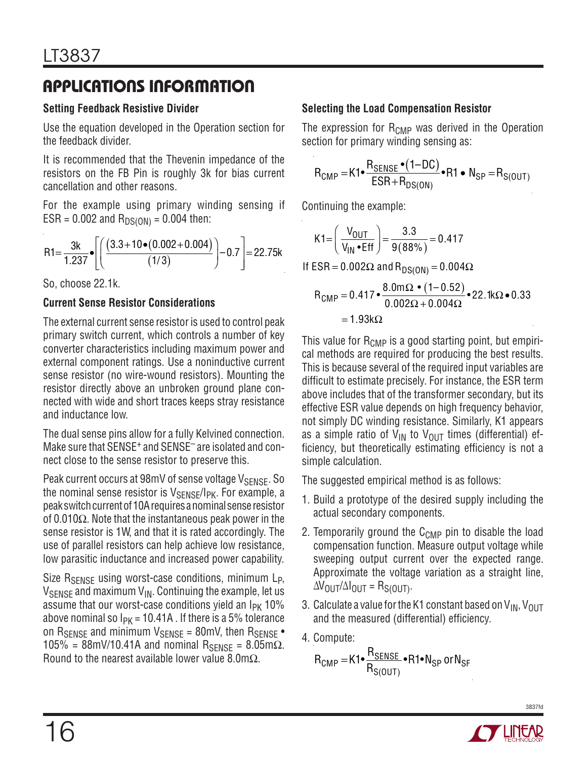## APPLICATIONS INFORMATION

### Setting Feedback Resistive Divider

Use the equation developed in the Operation section for the feedback divider.

It is recommended that the Thevenin impedance of the resistors on the FB Pin is roughly 3k for bias current cancellation and other reasons.

For the example using primary winding sensing if ESR = 0.002 and $R_{DS(ON)}$ = 0.004 then:

$$R1 = \frac{3k}{1.237} \bullet \left[ \left( \frac{(3.3 + 10 \bullet (0.002 + 0.004))}{(1/3)} \right) - 0.7 \right] = 22.75k$$

So, choose 22.1k.

### Current Sense Resistor Considerations

The external current sense resistor is used to control peak primary switch current, which controls a number of key converter characteristics including maximum power and external component ratings. Use a noninductive current sense resistor (no wire-wound resistors). Mounting the resistor directly above an unbroken ground plane connected with wide and short traces keeps stray resistance and inductance low.

The dual sense pins allow for a fully Kelvined connection. Make sure that $SENSE^+$ and $SENSE^-$ are isolated and connect close to the sense resistor to preserve this.

Peak current occurs at 98mV of sense voltage $V_{SENSE}$. So the nominal sense resistor is $V_{SENSE}/I_{PK}$. For example, a peak switch current of 10A requires a nominal sense resistor of 0.010Ω. Note that the instantaneous peak power in the sense resistor is 1W, and that it is rated accordingly. The use of parallel resistors can help achieve low resistance, low parasitic inductance and increased power capability.

Size $R_{SENSE}$ using worst-case conditions, minimum $L_P$, $V_{SENSE}$ and maximum $V_{IN}$. Continuing the example, let us assume that our worst-case conditions yield an $I_{PK}$ 10% above nominal so $I_{PK}$ = 10.41A . If there is a 5% tolerance on $R_{SENSE}$ and minimum $V_{SENSE}$ = 80mV, then $R_{SENSE}$ • 105% = 88mV/10.41A and nominal $R_{SENSE}$ = 8.05mΩ. Round to the nearest available lower value 8.0mΩ.

### Selecting the Load Compensation Resistor

The expression for $R_{CMP}$ was derived in the Operation section for primary winding sensing as:

$$R_{CMP} = K1 \bullet \frac{R_{SENSE} \bullet (1 - DC)}{ESR + R_{DS(ON)}} \bullet R1 \bullet N_{SP} = R_{S(OUT)}$$

Continuing the example:

$$K1 = \left( \frac{V_{OUT}}{V_{IN} \bullet Eff} \right) = \frac{3.3}{9(88\%)} = 0.417$$

If ESR = 0.002Ω and $R_{DS(ON)}$ = 0.004Ω

$$R_{CMP} = 0.417 \bullet \frac{8.0m\Omega \bullet (1 - 0.52)}{0.002\Omega + 0.004\Omega} \bullet 22.1k\Omega \bullet 0.33 = 1.93k\Omega$$

This value for $R_{CMP}$ is a good starting point, but empirical methods are required for producing the best results. This is because several of the required input variables are difficult to estimate precisely. For instance, the ESR term above includes that of the transformer secondary, but its effective ESR value depends on high frequency behavior, not simply DC winding resistance. Similarly, K1 appears as a simple ratio of $V_{IN}$ to $V_{OUT}$ times (differential) efficiency, but theoretically estimating efficiency is not a simple calculation.

The suggested empirical method is as follows:

1. Build a prototype of the desired supply including the actual secondary components.
2. Temporarily ground the $C_{CMP}$ pin to disable the load compensation function. Measure output voltage while sweeping output current over the expected range. Approximate the voltage variation as a straight line, $\Delta V_{OUT}/\Delta I_{OUT} = R_{S(OUT)}$.
3. Calculate a value for the K1 constant based on $V_{IN}$, $V_{OUT}$ and the measured (differential) efficiency.
4. Compute:

$$R_{CMP} = K1 \bullet \frac{R_{SENSE}}{R_{S(OUT)}} \bullet R1 \bullet N_{SP} \text{ or } N_{SF}$$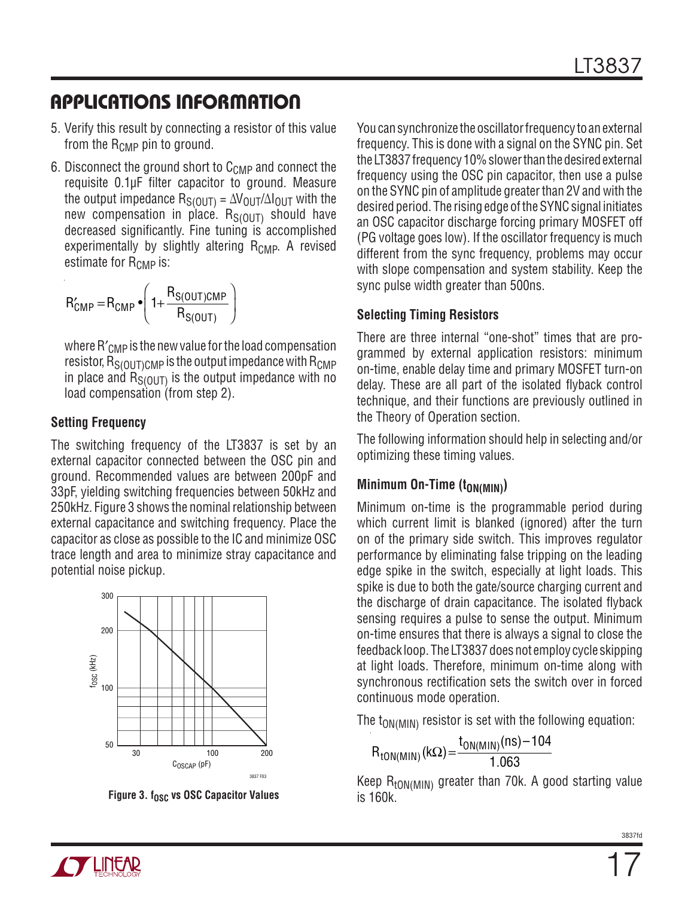## APPLICATIONS INFORMATION

5. Verify this result by connecting a resistor of this value from the $R_{CMP}$ pin to ground.

6. Disconnect the ground short to $C_{CMP}$ and connect the requisite 0.1µF filter capacitor to ground. Measure the output impedance $R_{S(OUT)} = \Delta V_{OUT}/\Delta I_{OUT}$ with the new compensation in place. $R_{S(OUT)}$ should have decreased significantly. Fine tuning is accomplished experimentally by slightly altering $R_{CMP}$. A revised estimate for $R_{CMP}$ is:

$$R'_{CMP} = R_{CMP} \bullet \left(1 + \frac{R_{S(OUT)CMP}}{R_{S(OUT)}}\right)$$

where $R'_{CMP}$ is the new value for the load compensation resistor, $R_{S(OUT)CMP}$ is the output impedance with $R_{CMP}$ in place and $R_{S(OUT)}$ is the output impedance with no load compensation (from step 2).

### Setting Frequency

The switching frequency of the LT3837 is set by an external capacitor connected between the OSC pin and ground. Recommended values are between 200pF and 33pF, yielding switching frequencies between 50kHz and 250kHz. Figure 3 shows the nominal relationship between external capacitance and switching frequency. Place the capacitor as close as possible to the IC and minimize OSC trace length and area to minimize stray capacitance and potential noise pickup.

**Figure 3. $f_{OSC}$ vs OSC Capacitor Values**

You can synchronize the oscillator frequency to an external frequency. This is done with a signal on the SYNC pin. Set the LT3837 frequency 10% slower than the desired external frequency using the OSC pin capacitor, then use a pulse on the SYNC pin of amplitude greater than 2V and with the desired period. The rising edge of the SYNC signal initiates an OSC capacitor discharge forcing primary MOSFET off (PG voltage goes low). If the oscillator frequency is much different from the sync frequency, problems may occur with slope compensation and system stability. Keep the sync pulse width greater than 500ns.

### Selecting Timing Resistors

There are three internal "one-shot" times that are programmed by external application resistors: minimum on-time, enable delay time and primary MOSFET turn-on delay. These are all part of the isolated flyback control technique, and their functions are previously outlined in the Theory of Operation section.

The following information should help in selecting and/or optimizing these timing values.

### Minimum On-Time ($t_{ON(MIN)}$)

Minimum on-time is the programmable period during which current limit is blanked (ignored) after the turn on of the primary side switch. This improves regulator performance by eliminating false tripping on the leading edge spike in the switch, especially at light loads. This spike is due to both the gate/source charging current and the discharge of drain capacitance. The isolated flyback sensing requires a pulse to sense the output. Minimum on-time ensures that there is always a signal to close the feedback loop. The LT3837 does not employ cycle skipping at light loads. Therefore, minimum on-time along with synchronous rectification sets the switch over in forced continuous mode operation.

The $t_{ON(MIN)}$ resistor is set with the following equation:

$$R_{tON(MIN)}(k\Omega) = \frac{t_{ON(MIN)}(ns) - 104}{1.063}$$

Keep $R_{tON(MIN)}$ greater than 70k. A good starting value is 160k.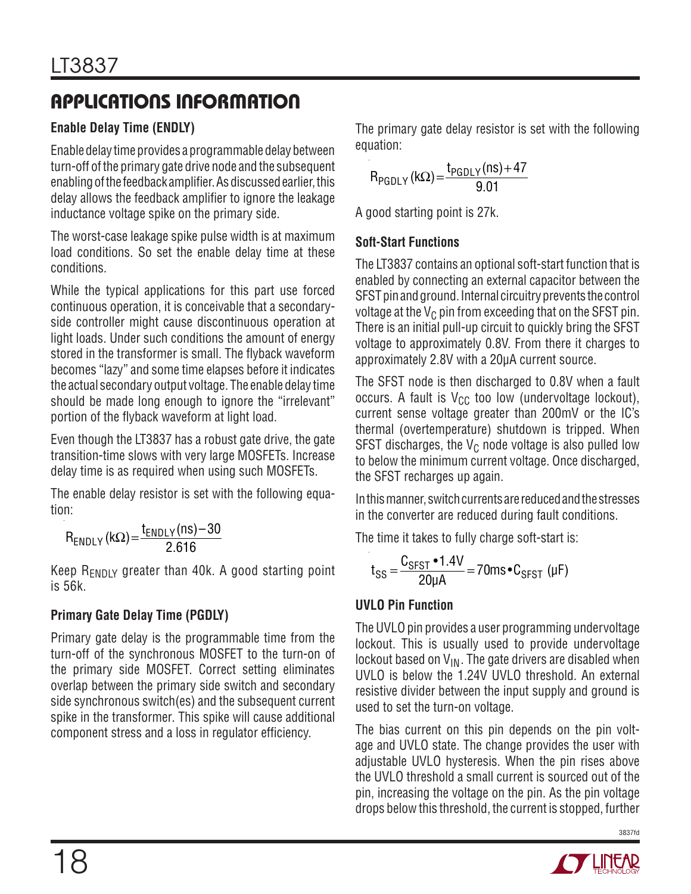## APPLICATIONS INFORMATION

### Enable Delay Time (ENDLY)

Enable delay time provides a programmable delay between turn-off of the primary gate drive node and the subsequent enabling of the feedback amplifier. As discussed earlier, this delay allows the feedback amplifier to ignore the leakage inductance voltage spike on the primary side.

The worst-case leakage spike pulse width is at maximum load conditions. So set the enable delay time at these conditions.

While the typical applications for this part use forced continuous operation, it is conceivable that a secondary-side controller might cause discontinuous operation at light loads. Under such conditions the amount of energy stored in the transformer is small. The flyback waveform becomes "lazy" and some time elapses before it indicates the actual secondary output voltage. The enable delay time should be made long enough to ignore the "irrelevant" portion of the flyback waveform at light load.

Even though the LT3837 has a robust gate drive, the gate transition-time slows with very large MOSFETs. Increase delay time is as required when using such MOSFETs.

The enable delay resistor is set with the following equation:

$$R_{ENDLY}(k\Omega) = \frac{t_{ENDLY}(ns) - 30}{2.616}$$

Keep $R_{ENDLY}$ greater than 40k. A good starting point is 56k.

### Primary Gate Delay Time (PGDLY)

Primary gate delay is the programmable time from the turn-off of the synchronous MOSFET to the turn-on of the primary side MOSFET. Correct setting eliminates overlap between the primary side switch and secondary side synchronous switch(es) and the subsequent current spike in the transformer. This spike will cause additional component stress and a loss in regulator efficiency.

The primary gate delay resistor is set with the following equation:

$$R_{PGDLY}(k\Omega) = \frac{t_{PGDLY}(ns) + 47}{9.01}$$

A good starting point is 27k.

### Soft-Start Functions

The LT3837 contains an optional soft-start function that is enabled by connecting an external capacitor between the SFST pin and ground. Internal circuitry prevents the control voltage at the $V_C$ pin from exceeding that on the SFST pin. There is an initial pull-up circuit to quickly bring the SFST voltage to approximately 0.8V. From there it charges to approximately 2.8V with a 20µA current source.

The SFST node is then discharged to 0.8V when a fault occurs. A fault is $V_{CC}$ too low (undervoltage lockout), current sense voltage greater than 200mV or the IC's thermal (overtemperature) shutdown is tripped. When SFST discharges, the $V_C$ node voltage is also pulled low to below the minimum current voltage. Once discharged, the SFST recharges up again.

In this manner, switch currents are reduced and the stresses in the converter are reduced during fault conditions.

The time it takes to fully charge soft-start is:

$$t_{SS} = \frac{C_{SFST} \bullet 1.4V}{20\mu A} = 70ms \bullet C_{SFST}\ (\mu F)$$

### UVLO Pin Function

The UVLO pin provides a user programming undervoltage lockout. This is usually used to provide undervoltage lockout based on $V_{IN}$. The gate drivers are disabled when UVLO is below the 1.24V UVLO threshold. An external resistive divider between the input supply and ground is used to set the turn-on voltage.

The bias current on this pin depends on the pin voltage and UVLO state. The change provides the user with adjustable UVLO hysteresis. When the pin rises above the UVLO threshold a small current is sourced out of the pin, increasing the voltage on the pin. As the pin voltage drops below this threshold, the current is stopped, further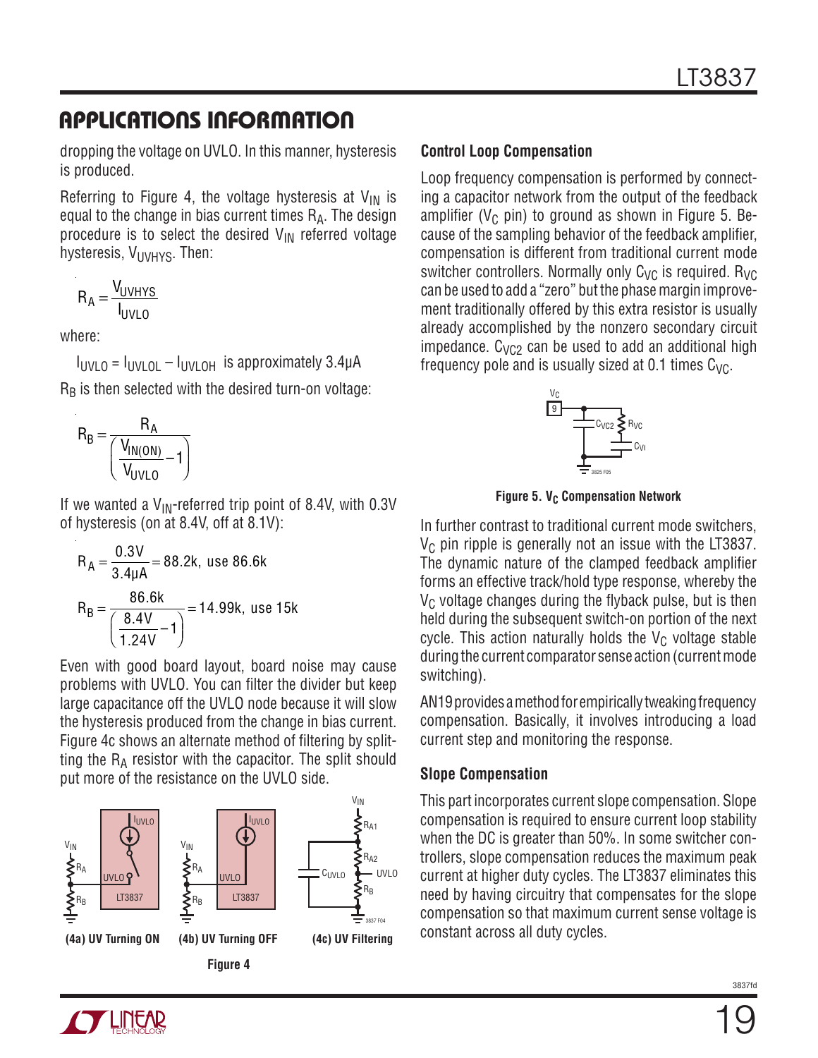## APPLICATIONS INFORMATION

dropping the voltage on UVLO. In this manner, hysteresis is produced.

Referring to Figure 4, the voltage hysteresis at $V_{IN}$ is equal to the change in bias current times $R_A$. The design procedure is to select the desired $V_{IN}$ referred voltage hysteresis, $V_{UVHYS}$. Then:

$$R_A = \frac{V_{UVHYS}}{I_{UVLO}}$$

where:

$I_{UVLO} = I_{UVLOL} - I_{UVLOH}$ is approximately 3.4µA

$R_B$ is then selected with the desired turn-on voltage:

$$R_B = \frac{R_A}{\left(\frac{V_{IN(ON)}}{V_{UVLO}} - 1\right)}$$

If we wanted a $V_{IN}$-referred trip point of 8.4V, with 0.3V of hysteresis (on at 8.4V, off at 8.1V):

$$R_A = \frac{0.3V}{3.4\mu A} = 88.2k, \text{ use } 86.6k$$

$$R_B = \frac{86.6k}{\left(\frac{8.4V}{1.24V} - 1\right)} = 14.99k, \text{ use } 15k$$

Even with good board layout, board noise may cause problems with UVLO. You can filter the divider but keep large capacitance off the UVLO node because it will slow the hysteresis produced from the change in bias current. Figure 4c shows an alternate method of filtering by splitting the $R_A$ resistor with the capacitor. The split should put more of the resistance on the UVLO side.

(4a) UV Turning ON (4b) UV Turning OFF (4c) UV Filtering

**Figure 4**

### Control Loop Compensation

Loop frequency compensation is performed by connecting a capacitor network from the output of the feedback amplifier ($V_C$ pin) to ground as shown in Figure 5. Because of the sampling behavior of the feedback amplifier, compensation is different from traditional current mode switcher controllers. Normally only $C_{VC}$ is required. $R_{VC}$ can be used to add a "zero" but the phase margin improvement traditionally offered by this extra resistor is usually already accomplished by the nonzero secondary circuit impedance. $C_{VC2}$ can be used to add an additional high frequency pole and is usually sized at 0.1 times $C_{VC}$.

**Figure 5. $V_C$ Compensation Network**

In further contrast to traditional current mode switchers, $V_C$ pin ripple is generally not an issue with the LT3837. The dynamic nature of the clamped feedback amplifier forms an effective track/hold type response, whereby the $V_C$ voltage changes during the flyback pulse, but is then held during the subsequent switch-on portion of the next cycle. This action naturally holds the $V_C$ voltage stable during the current comparator sense action (current mode switching).

AN19 provides a method for empirically tweaking frequency compensation. Basically, it involves introducing a load current step and monitoring the response.

### Slope Compensation

This part incorporates current slope compensation. Slope compensation is required to ensure current loop stability when the DC is greater than 50%. In some switcher controllers, slope compensation reduces the maximum peak current at higher duty cycles. The LT3837 eliminates this need by having circuitry that compensates for the slope compensation so that maximum current sense voltage is constant across all duty cycles.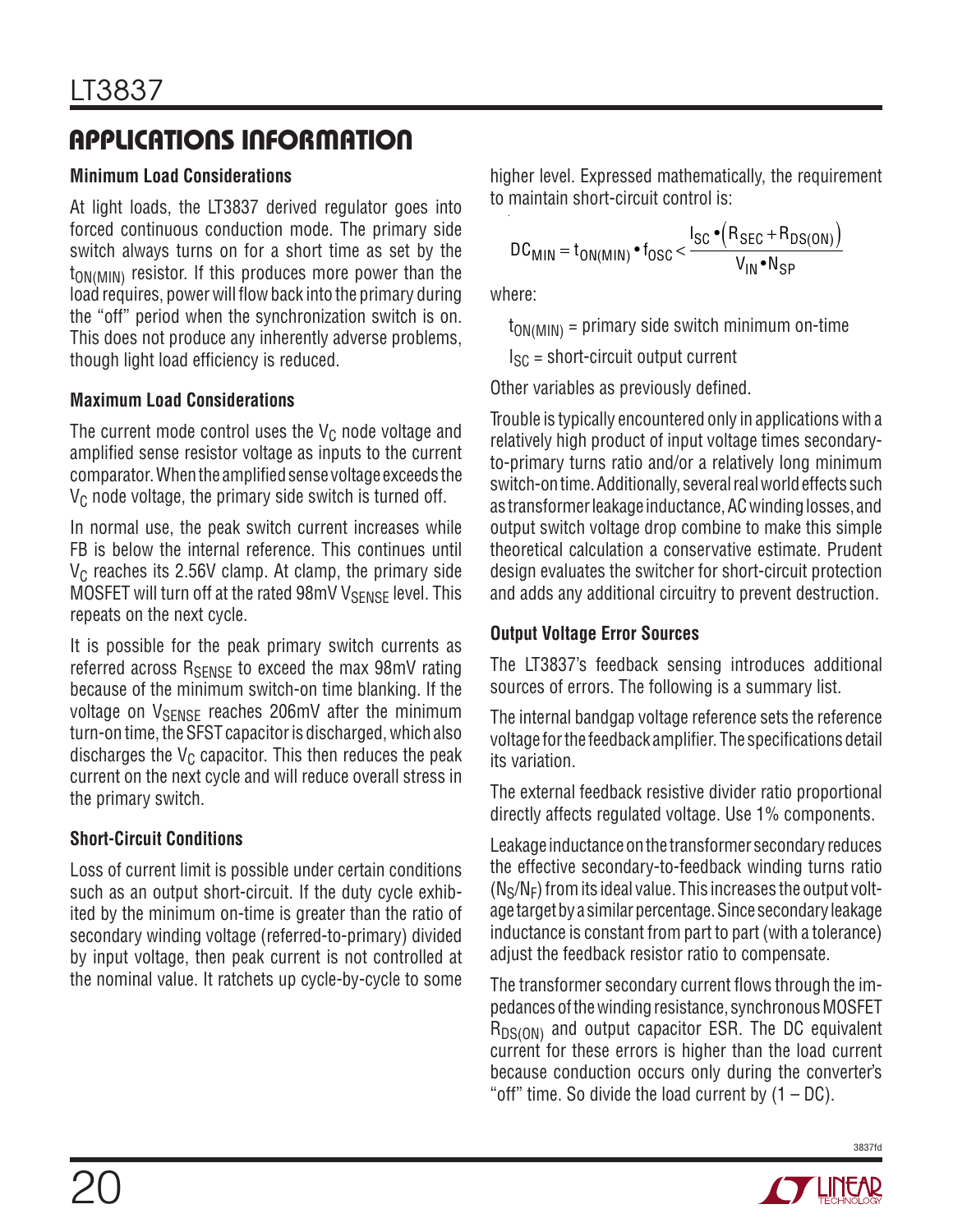## APPLICATIONS INFORMATION

### Minimum Load Considerations

At light loads, the LT3837 derived regulator goes into forced continuous conduction mode. The primary side switch always turns on for a short time as set by the $t_{ON(MIN)}$ resistor. If this produces more power than the load requires, power will flow back into the primary during the "off" period when the synchronization switch is on. This does not produce any inherently adverse problems, though light load efficiency is reduced.

### Maximum Load Considerations

The current mode control uses the $V_C$ node voltage and amplified sense resistor voltage as inputs to the current comparator. When the amplified sense voltage exceeds the $V_C$ node voltage, the primary side switch is turned off.

In normal use, the peak switch current increases while FB is below the internal reference. This continues until $V_C$ reaches its 2.56V clamp. At clamp, the primary side MOSFET will turn off at the rated 98mV $V_{SENSE}$ level. This repeats on the next cycle.

It is possible for the peak primary switch currents as referred across $R_{SENSE}$ to exceed the max 98mV rating because of the minimum switch-on time blanking. If the voltage on $V_{SENSE}$ reaches 206mV after the minimum turn-on time, the SFST capacitor is discharged, which also discharges the $V_C$ capacitor. This then reduces the peak current on the next cycle and will reduce overall stress in the primary switch.

### Short-Circuit Conditions

Loss of current limit is possible under certain conditions such as an output short-circuit. If the duty cycle exhibited by the minimum on-time is greater than the ratio of secondary winding voltage (referred-to-primary) divided by input voltage, then peak current is not controlled at the nominal value. It ratchets up cycle-by-cycle to some higher level. Expressed mathematically, the requirement to maintain short-circuit control is:

$$DC_{MIN} = t_{ON(MIN)} \bullet f_{OSC} < \frac{I_{SC} \bullet \left(R_{SEC} + R_{DS(ON)}\right)}{V_{IN} \bullet N_{SP}}$$

where:

$t_{ON(MIN)}$ = primary side switch minimum on-time

$I_{SC}$ = short-circuit output current

Other variables as previously defined.

Trouble is typically encountered only in applications with a relatively high product of input voltage times secondary-to-primary turns ratio and/or a relatively long minimum switch-on time. Additionally, several real world effects such as transformer leakage inductance, AC winding losses, and output switch voltage drop combine to make this simple theoretical calculation a conservative estimate. Prudent design evaluates the switcher for short-circuit protection and adds any additional circuitry to prevent destruction.

### Output Voltage Error Sources

The LT3837's feedback sensing introduces additional sources of errors. The following is a summary list.

The internal bandgap voltage reference sets the reference voltage for the feedback amplifier. The specifications detail its variation.

The external feedback resistive divider ratio proportional directly affects regulated voltage. Use 1% components.

Leakage inductance on the transformer secondary reduces the effective secondary-to-feedback winding turns ratio ($N_S/N_F$) from its ideal value. This increases the output voltage target by a similar percentage. Since secondary leakage inductance is constant from part to part (with a tolerance) adjust the feedback resistor ratio to compensate.

The transformer secondary current flows through the impedances of the winding resistance, synchronous MOSFET $R_{DS(ON)}$ and output capacitor ESR. The DC equivalent current for these errors is higher than the load current because conduction occurs only during the converter's "off" time. So divide the load current by (1 – DC).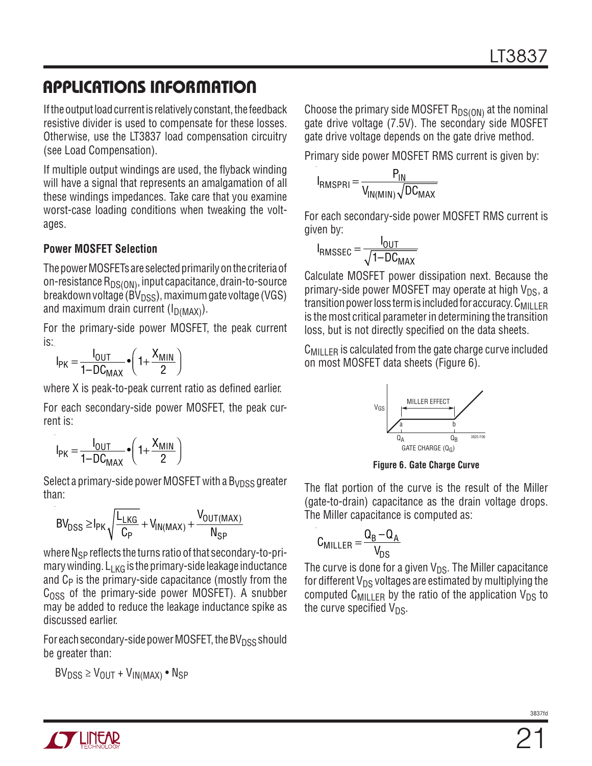## APPLICATIONS INFORMATION

If the output load current is relatively constant, the feedback resistive divider is used to compensate for these losses. Otherwise, use the LT3837 load compensation circuitry (see Load Compensation).

If multiple output windings are used, the flyback winding will have a signal that represents an amalgamation of all these windings impedances. Take care that you examine worst-case loading conditions when tweaking the voltages.

### Power MOSFET Selection

The power MOSFETs are selected primarily on the criteria of on-resistance $R_{DS(ON)}$, input capacitance, drain-to-source breakdown voltage ($BV_{DSS}$), maximum gate voltage (VGS) and maximum drain current ($I_{D(MAX)}$).

For the primary-side power MOSFET, the peak current is:

$$I_{PK} = \frac{I_{OUT}}{1-DC_{MAX}} \bullet \left(1+\frac{X_{MIN}}{2}\right)$$

where X is peak-to-peak current ratio as defined earlier.

For each secondary-side power MOSFET, the peak current is:

$$I_{PK} = \frac{I_{OUT}}{1-DC_{MAX}} \bullet \left(1+\frac{X_{MIN}}{2}\right)$$

Select a primary-side power MOSFET with a $B_{VDSS}$ greater than:

$$BV_{DSS} \geq I_{PK}\sqrt{\frac{L_{LKG}}{C_P}} + V_{IN(MAX)} + \frac{V_{OUT(MAX)}}{N_{SP}}$$

where $N_{SP}$ reflects the turns ratio of that secondary-to-primary winding. $L_{LKG}$ is the primary-side leakage inductance and $C_P$ is the primary-side capacitance (mostly from the $C_{OSS}$ of the primary-side power MOSFET). A snubber may be added to reduce the leakage inductance spike as discussed earlier.

For each secondary-side power MOSFET, the $BV_{DSS}$ should be greater than:

$$BV_{DSS} \geq V_{OUT} + V_{IN(MAX)} \bullet N_{SP}$$

Choose the primary side MOSFET $R_{DS(ON)}$ at the nominal gate drive voltage (7.5V). The secondary side MOSFET gate drive voltage depends on the gate drive method.

Primary side power MOSFET RMS current is given by:

$$I_{RMSPRI} = \frac{P_{IN}}{V_{IN(MIN)}\sqrt{DC_{MAX}}}$$

For each secondary-side power MOSFET RMS current is given by:

$$I_{RMSSEC} = \frac{I_{OUT}}{\sqrt{1-DC_{MAX}}}$$

Calculate MOSFET power dissipation next. Because the primary-side power MOSFET may operate at high $V_{DS}$, a transition power loss term is included for accuracy. $C_{MILLER}$ is the most critical parameter in determining the transition loss, but is not directly specified on the data sheets.

$C_{MILLER}$ is calculated from the gate charge curve included on most MOSFET data sheets (Figure 6).

**Figure 6. Gate Charge Curve**

The flat portion of the curve is the result of the Miller (gate-to-drain) capacitance as the drain voltage drops. The Miller capacitance is computed as:

$$C_{MILLER} = \frac{Q_B - Q_A}{V_{DS}}$$

The curve is done for a given $V_{DS}$. The Miller capacitance for different $V_{DS}$ voltages are estimated by multiplying the computed $C_{MILLER}$ by the ratio of the application $V_{DS}$ to the curve specified $V_{DS}$.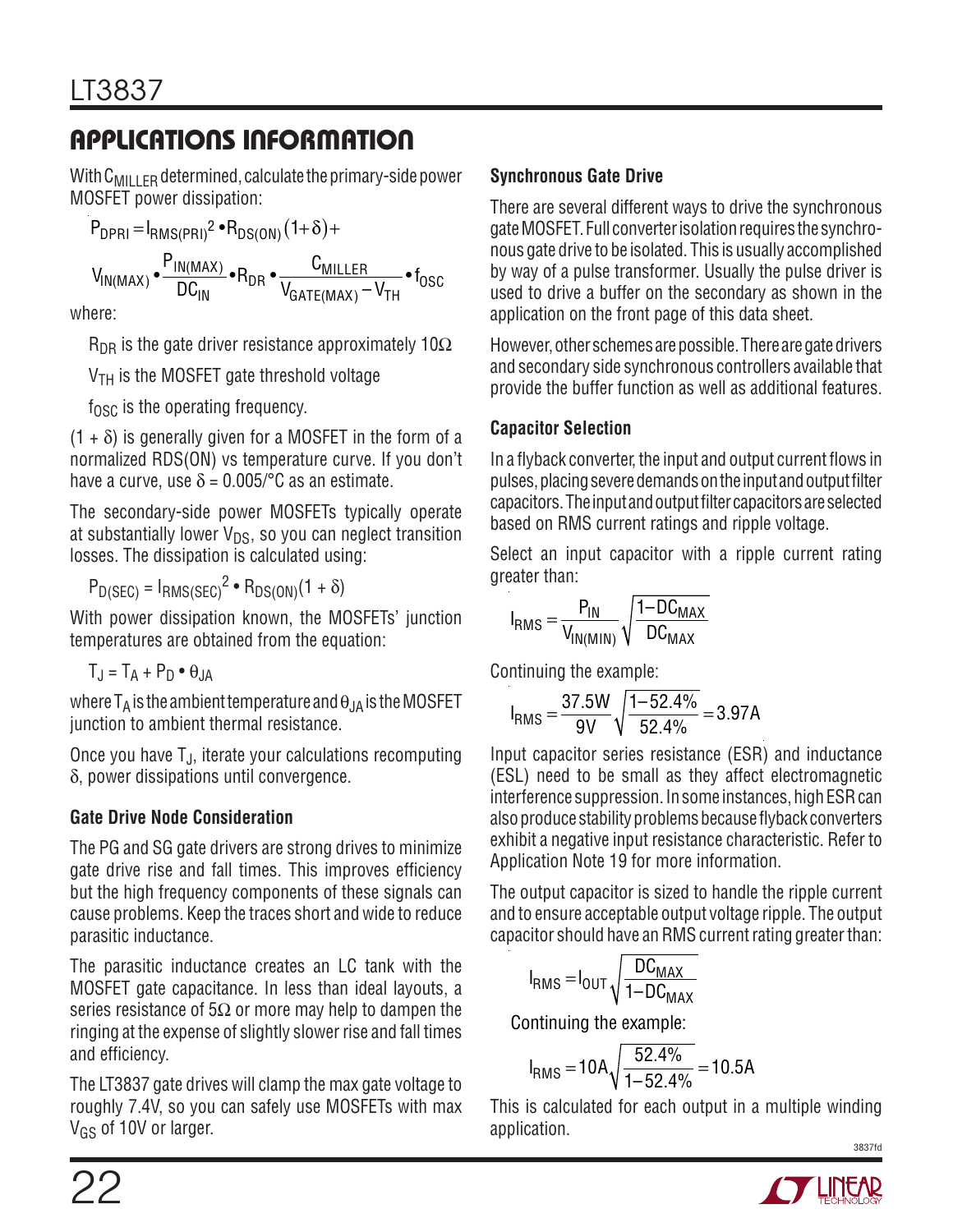## APPLICATIONS INFORMATION

With $C_{MILLER}$ determined, calculate the primary-side power MOSFET power dissipation:

$$P_{DPRI} = I_{RMS(PRI)}^2 \bullet R_{DS(ON)}(1+\delta) + V_{IN(MAX)} \bullet \frac{P_{IN(MAX)}}{DC_{IN}} \bullet R_{DR} \bullet \frac{C_{MILLER}}{V_{GATE(MAX)} - V_{TH}} \bullet f_{OSC}$$

where:

$R_{DR}$ is the gate driver resistance approximately 10Ω

$V_{TH}$ is the MOSFET gate threshold voltage

$f_{OSC}$ is the operating frequency.

$(1 + \delta)$ is generally given for a MOSFET in the form of a normalized RDS(ON) vs temperature curve. If you don't have a curve, use $\delta = 0.005/°C$ as an estimate.

The secondary-side power MOSFETs typically operate at substantially lower $V_{DS}$, so you can neglect transition losses. The dissipation is calculated using:

$$P_{D(SEC)} = I_{RMS(SEC)}^2 \bullet R_{DS(ON)}(1 + \delta)$$

With power dissipation known, the MOSFETs' junction temperatures are obtained from the equation:

$$T_J = T_A + P_D \bullet \theta_{JA}$$

where $T_A$ is the ambient temperature and $\theta_{JA}$ is the MOSFET junction to ambient thermal resistance.

Once you have $T_J$, iterate your calculations recomputing $\delta$, power dissipations until convergence.

### Gate Drive Node Consideration

The PG and SG gate drivers are strong drives to minimize gate drive rise and fall times. This improves efficiency but the high frequency components of these signals can cause problems. Keep the traces short and wide to reduce parasitic inductance.

The parasitic inductance creates an LC tank with the MOSFET gate capacitance. In less than ideal layouts, a series resistance of 5Ω or more may help to dampen the ringing at the expense of slightly slower rise and fall times and efficiency.

The LT3837 gate drives will clamp the max gate voltage to roughly 7.4V, so you can safely use MOSFETs with max $V_{GS}$ of 10V or larger.

### Synchronous Gate Drive

There are several different ways to drive the synchronous gate MOSFET. Full converter isolation requires the synchronous gate drive to be isolated. This is usually accomplished by way of a pulse transformer. Usually the pulse driver is used to drive a buffer on the secondary as shown in the application on the front page of this data sheet.

However, other schemes are possible. There are gate drivers and secondary side synchronous controllers available that provide the buffer function as well as additional features.

### Capacitor Selection

In a flyback converter, the input and output current flows in pulses, placing severe demands on the input and output filter capacitors. The input and output filter capacitors are selected based on RMS current ratings and ripple voltage.

Select an input capacitor with a ripple current rating greater than:

$$I_{RMS} = \frac{P_{IN}}{V_{IN(MIN)}} \sqrt{\frac{1-DC_{MAX}}{DC_{MAX}}}$$

Continuing the example:

$$I_{RMS} = \frac{37.5W}{9V} \sqrt{\frac{1-52.4\%}{52.4\%}} = 3.97A$$

Input capacitor series resistance (ESR) and inductance (ESL) need to be small as they affect electromagnetic interference suppression. In some instances, high ESR can also produce stability problems because flyback converters exhibit a negative input resistance characteristic. Refer to Application Note 19 for more information.

The output capacitor is sized to handle the ripple current and to ensure acceptable output voltage ripple. The output capacitor should have an RMS current rating greater than:

$$I_{RMS} = I_{OUT} \sqrt{\frac{DC_{MAX}}{1-DC_{MAX}}}$$

Continuing the example:

$$I_{RMS} = 10A \sqrt{\frac{52.4\%}{1-52.4\%}} = 10.5A$$

This is calculated for each output in a multiple winding application.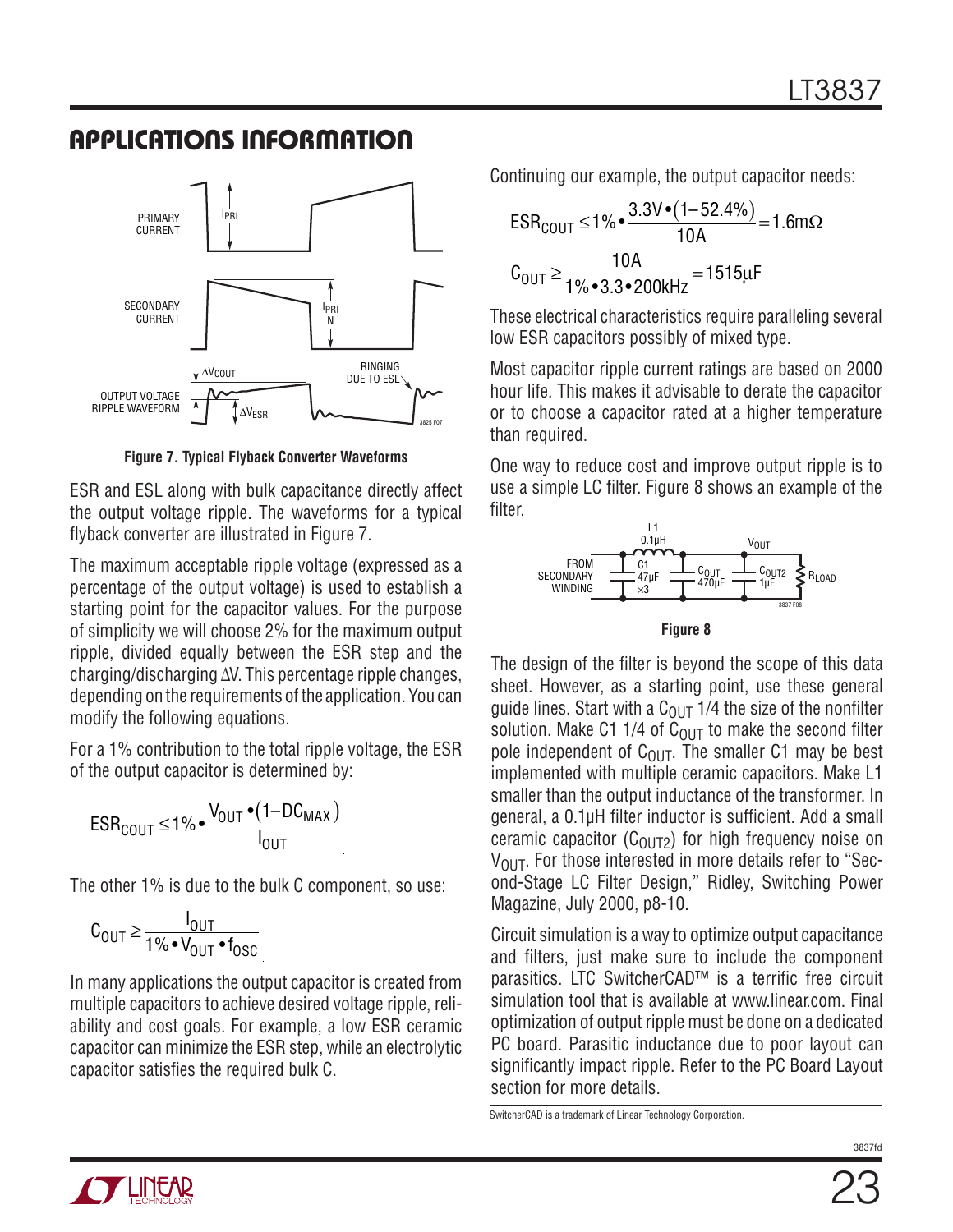## APPLICATIONS INFORMATION

**Figure 7. Typical Flyback Converter Waveforms**

ESR and ESL along with bulk capacitance directly affect the output voltage ripple. The waveforms for a typical flyback converter are illustrated in Figure 7.

The maximum acceptable ripple voltage (expressed as a percentage of the output voltage) is used to establish a starting point for the capacitor values. For the purpose of simplicity we will choose 2% for the maximum output ripple, divided equally between the ESR step and the charging/discharging $\Delta V$. This percentage ripple changes, depending on the requirements of the application. You can modify the following equations.

For a 1% contribution to the total ripple voltage, the ESR of the output capacitor is determined by:

$$ESR_{COUT} \leq 1\% \bullet \frac{V_{OUT} \bullet (1 - DC_{MAX})}{I_{OUT}}$$

The other 1% is due to the bulk C component, so use:

$$C_{OUT} \geq \frac{I_{OUT}}{1\% \bullet V_{OUT} \bullet f_{OSC}}$$

In many applications the output capacitor is created from multiple capacitors to achieve desired voltage ripple, reliability and cost goals. For example, a low ESR ceramic capacitor can minimize the ESR step, while an electrolytic capacitor satisfies the required bulk C.

Continuing our example, the output capacitor needs:

$$ESR_{COUT} \leq 1\% \bullet \frac{3.3V \bullet (1 - 52.4\%)}{10A} = 1.6m\Omega$$

$$C_{OUT} \geq \frac{10A}{1\% \bullet 3.3 \bullet 200kHz} = 1515\mu F$$

These electrical characteristics require paralleling several low ESR capacitors possibly of mixed type.

Most capacitor ripple current ratings are based on 2000 hour life. This makes it advisable to derate the capacitor or to choose a capacitor rated at a higher temperature than required.

One way to reduce cost and improve output ripple is to use a simple LC filter. Figure 8 shows an example of the filter.

**Figure 8**

The design of the filter is beyond the scope of this data sheet. However, as a starting point, use these general guide lines. Start with a $C_{OUT}$ 1/4 the size of the nonfilter solution. Make C1 1/4 of $C_{OUT}$ to make the second filter pole independent of $C_{OUT}$. The smaller C1 may be best implemented with multiple ceramic capacitors. Make L1 smaller than the output inductance of the transformer. In general, a 0.1µH filter inductor is sufficient. Add a small ceramic capacitor ($C_{OUT2}$) for high frequency noise on $V_{OUT}$. For those interested in more details refer to "Second-Stage LC Filter Design," Ridley, Switching Power Magazine, July 2000, p8-10.

Circuit simulation is a way to optimize output capacitance and filters, just make sure to include the component parasitics. LTC SwitcherCAD™ is a terrific free circuit simulation tool that is available at www.linear.com. Final optimization of output ripple must be done on a dedicated PC board. Parasitic inductance due to poor layout can significantly impact ripple. Refer to the PC Board Layout section for more details.

SwitcherCAD is a trademark of Linear Technology Corporation.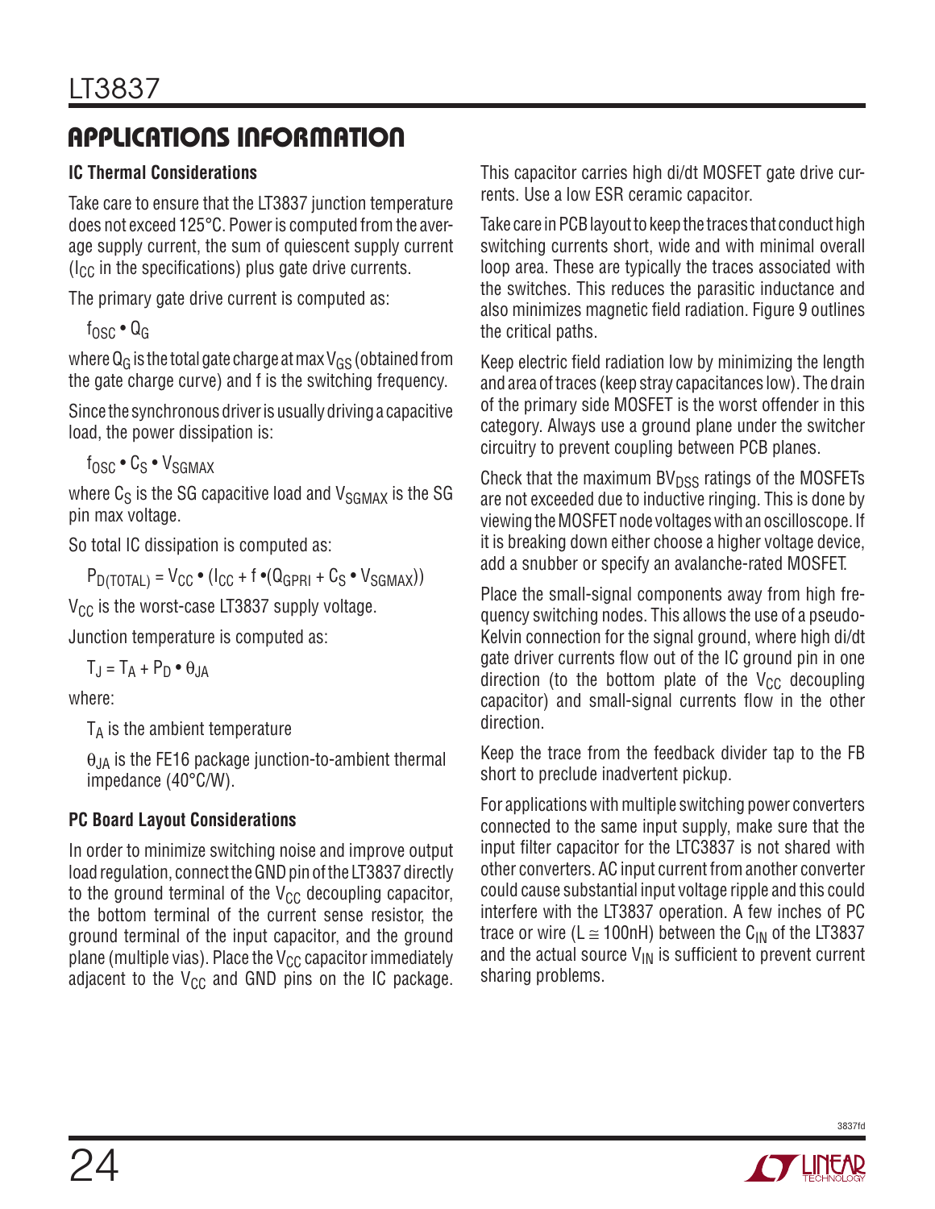## APPLICATIONS INFORMATION

### IC Thermal Considerations

Take care to ensure that the LT3837 junction temperature does not exceed 125°C. Power is computed from the average supply current, the sum of quiescent supply current ($I_{CC}$ in the specifications) plus gate drive currents.

The primary gate drive current is computed as:

$f_{OSC} \bullet Q_G$

where $Q_G$ is the total gate charge at max $V_{GS}$ (obtained from the gate charge curve) and f is the switching frequency.

Since the synchronous driver is usually driving a capacitive load, the power dissipation is:

$f_{OSC} \bullet C_S \bullet V_{SGMAX}$

where $C_S$ is the SG capacitive load and $V_{SGMAX}$ is the SG pin max voltage.

So total IC dissipation is computed as:

$$P_{D(TOTAL)} = V_{CC} \bullet (I_{CC} + f \bullet (Q_{GPRI} + C_S \bullet V_{SGMAX}))$$

$V_{CC}$ is the worst-case LT3837 supply voltage.

Junction temperature is computed as:

$$T_J = T_A + P_D \bullet \theta_{JA}$$

where:

$T_A$ is the ambient temperature

$\theta_{JA}$ is the FE16 package junction-to-ambient thermal impedance (40°C/W).

### PC Board Layout Considerations

In order to minimize switching noise and improve output load regulation, connect the GND pin of the LT3837 directly to the ground terminal of the $V_{CC}$ decoupling capacitor, the bottom terminal of the current sense resistor, the ground terminal of the input capacitor, and the ground plane (multiple vias). Place the $V_{CC}$ capacitor immediately adjacent to the $V_{CC}$ and GND pins on the IC package. This capacitor carries high di/dt MOSFET gate drive currents. Use a low ESR ceramic capacitor.

Take care in PCB layout to keep the traces that conduct high switching currents short, wide and with minimal overall loop area. These are typically the traces associated with the switches. This reduces the parasitic inductance and also minimizes magnetic field radiation. Figure 9 outlines the critical paths.

Keep electric field radiation low by minimizing the length and area of traces (keep stray capacitances low). The drain of the primary side MOSFET is the worst offender in this category. Always use a ground plane under the switcher circuitry to prevent coupling between PCB planes.

Check that the maximum $BV_{DSS}$ ratings of the MOSFETs are not exceeded due to inductive ringing. This is done by viewing the MOSFET node voltages with an oscilloscope. If it is breaking down either choose a higher voltage device, add a snubber or specify an avalanche-rated MOSFET.

Place the small-signal components away from high frequency switching nodes. This allows the use of a pseudo-Kelvin connection for the signal ground, where high di/dt gate driver currents flow out of the IC ground pin in one direction (to the bottom plate of the $V_{CC}$ decoupling capacitor) and small-signal currents flow in the other direction.

Keep the trace from the feedback divider tap to the FB short to preclude inadvertent pickup.

For applications with multiple switching power converters connected to the same input supply, make sure that the input filter capacitor for the LTC3837 is not shared with other converters. AC input current from another converter could cause substantial input voltage ripple and this could interfere with the LT3837 operation. A few inches of PC trace or wire ($L \cong 100nH$) between the $C_{IN}$ of the LT3837 and the actual source $V_{IN}$ is sufficient to prevent current sharing problems.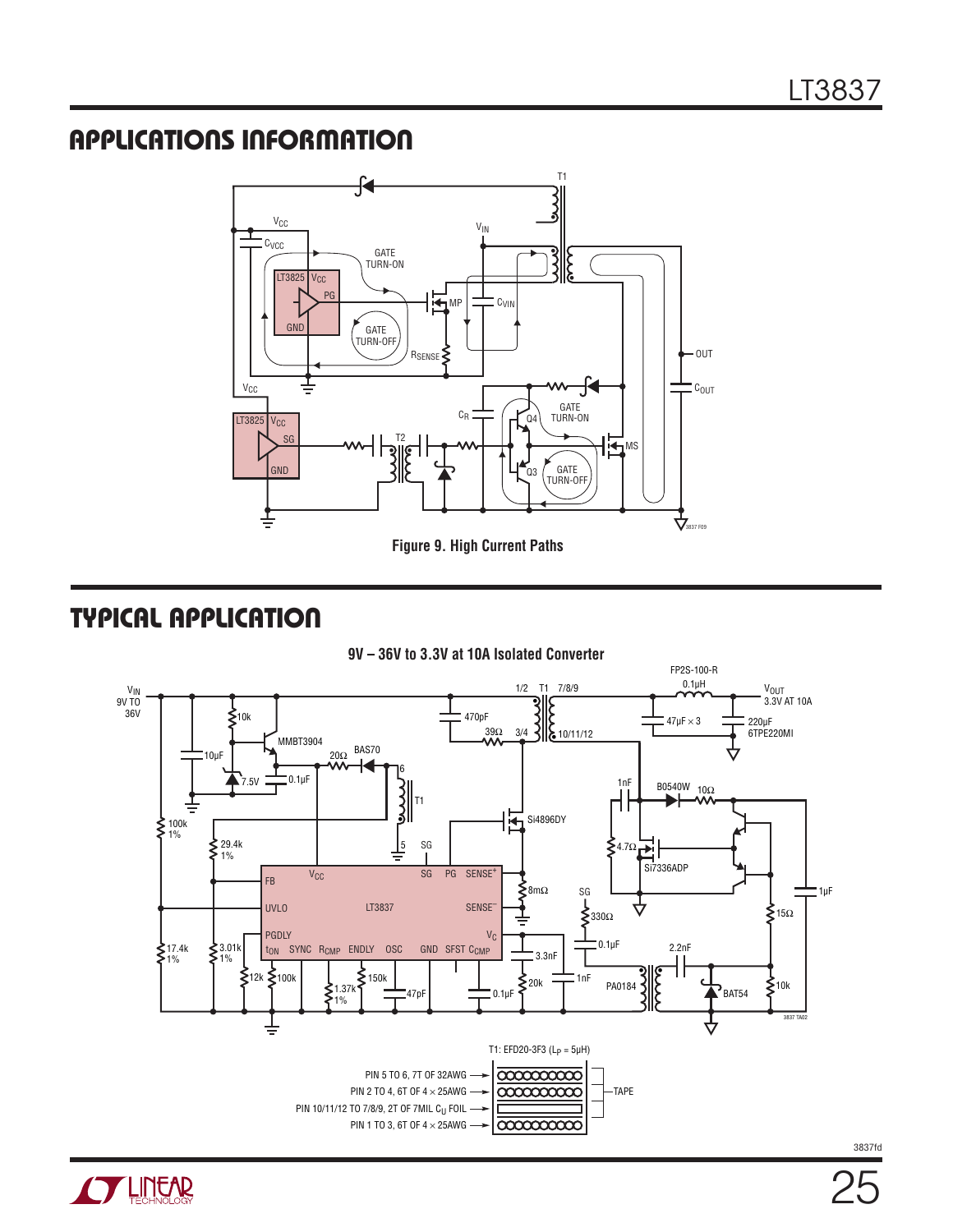## APPLICATIONS INFORMATION

**Figure 9. High Current Paths**

## TYPICAL APPLICATION

**9V – 36V to 3.3V at 10A Isolated Converter**

T1: EFD20-3F3 ($L_P$ = 5µH)

PIN 5 TO 6, 7T OF 32AWG

PIN 2 TO 4, 6T OF 4 × 25AWG

PIN 10/11/12 TO 7/8/9, 2T OF 7MIL $C_U$ FOIL

PIN 1 TO 3, 6T OF 4 × 25AWG

TAPE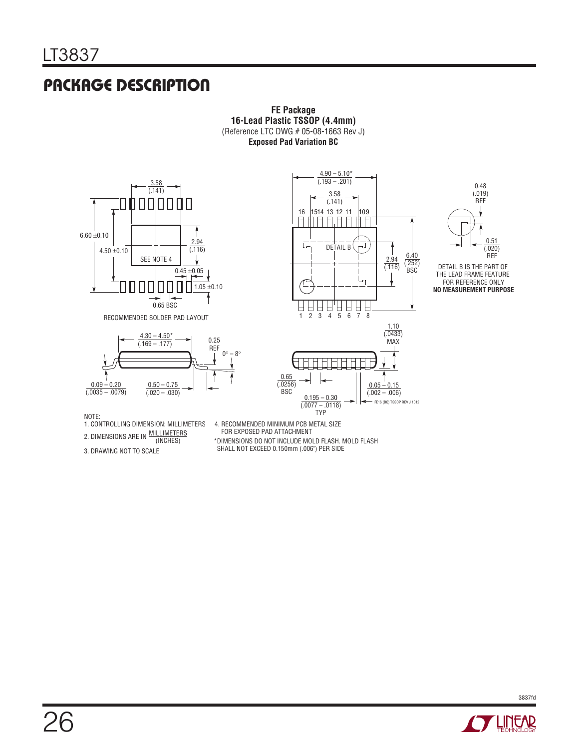## PACKAGE DESCRIPTION

**FE Package**
**16-Lead Plastic TSSOP (4.4mm)**
(Reference LTC DWG # 05-08-1663 Rev J)
**Exposed Pad Variation BC**

3.58 (.141)

6.60 ±0.10

4.50 ±0.10

2.94 (.116)

SEE NOTE 4

0.45 ±0.05

1.05 ±0.10

0.65 BSC

RECOMMENDED SOLDER PAD LAYOUT

4.90 – 5.10* (.193 – .201)

3.58 (.141)

16 15 14 13 12 11 10 9

DETAIL B

2.94 (.116)

6.40 (.252) BSC

1 2 3 4 5 6 7 8

0.48 (.019) REF

0.51 (.020) REF

DETAIL B IS THE PART OF THE LEAD FRAME FEATURE FOR REFERENCE ONLY
**NO MEASUREMENT PURPOSE**

4.30 – 4.50* (.169 – .177)

0.25 REF

0° – 8°

0.09 – 0.20 (.0035 – .0079)

0.50 – 0.75 (.020 – .030)

1.10 (.0433) MAX

0.65 (.0256) BSC

0.195 – 0.30 (.0077 – .0118) TYP

0.05 – 0.15 (.002 – .006)

FE16 (BC) TSSOP REV J 1012

NOTE:
1. CONTROLLING DIMENSION: MILLIMETERS
2. DIMENSIONS ARE IN MILLIMETERS (INCHES)
3. DRAWING NOT TO SCALE
4. RECOMMENDED MINIMUM PCB METAL SIZE FOR EXPOSED PAD ATTACHMENT

*DIMENSIONS DO NOT INCLUDE MOLD FLASH. MOLD FLASH SHALL NOT EXCEED 0.150mm (.006") PER SIDE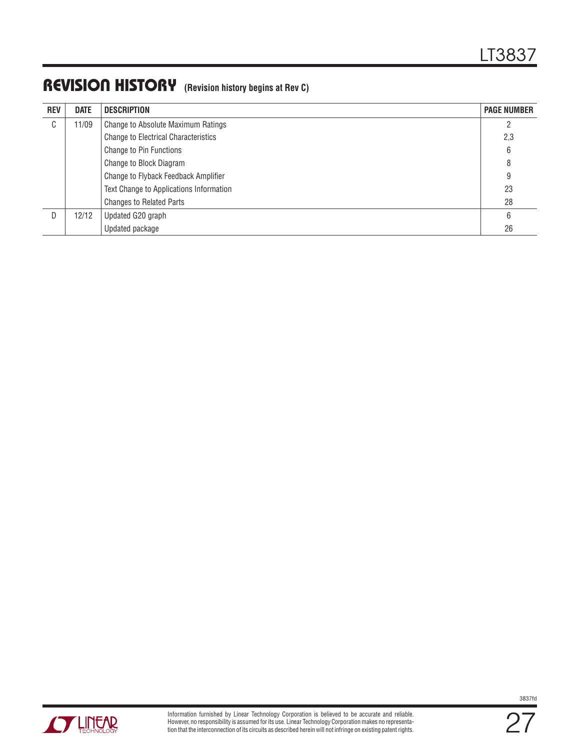## REVISION HISTORY (Revision history begins at Rev C)

| REV | DATE | DESCRIPTION | PAGE NUMBER |
|---|---|---|---|
| C | 11/09 | Change to Absolute Maximum Ratings | 2 |
| | | Change to Electrical Characteristics | 2,3 |
| | | Change to Pin Functions | 6 |
| | | Change to Block Diagram | 8 |
| | | Change to Flyback Feedback Amplifier | 9 |
| | | Text Change to Applications Information | 23 |
| | | Changes to Related Parts | 28 |
| D | 12/12 | Updated G20 graph | 6 |
| | | Updated package | 26 |

Information furnished by Linear Technology Corporation is believed to be accurate and reliable. However, no responsibility is assumed for its use. Linear Technology Corporation makes no representation that the interconnection of its circuits as described herein will not infringe on existing patent rights.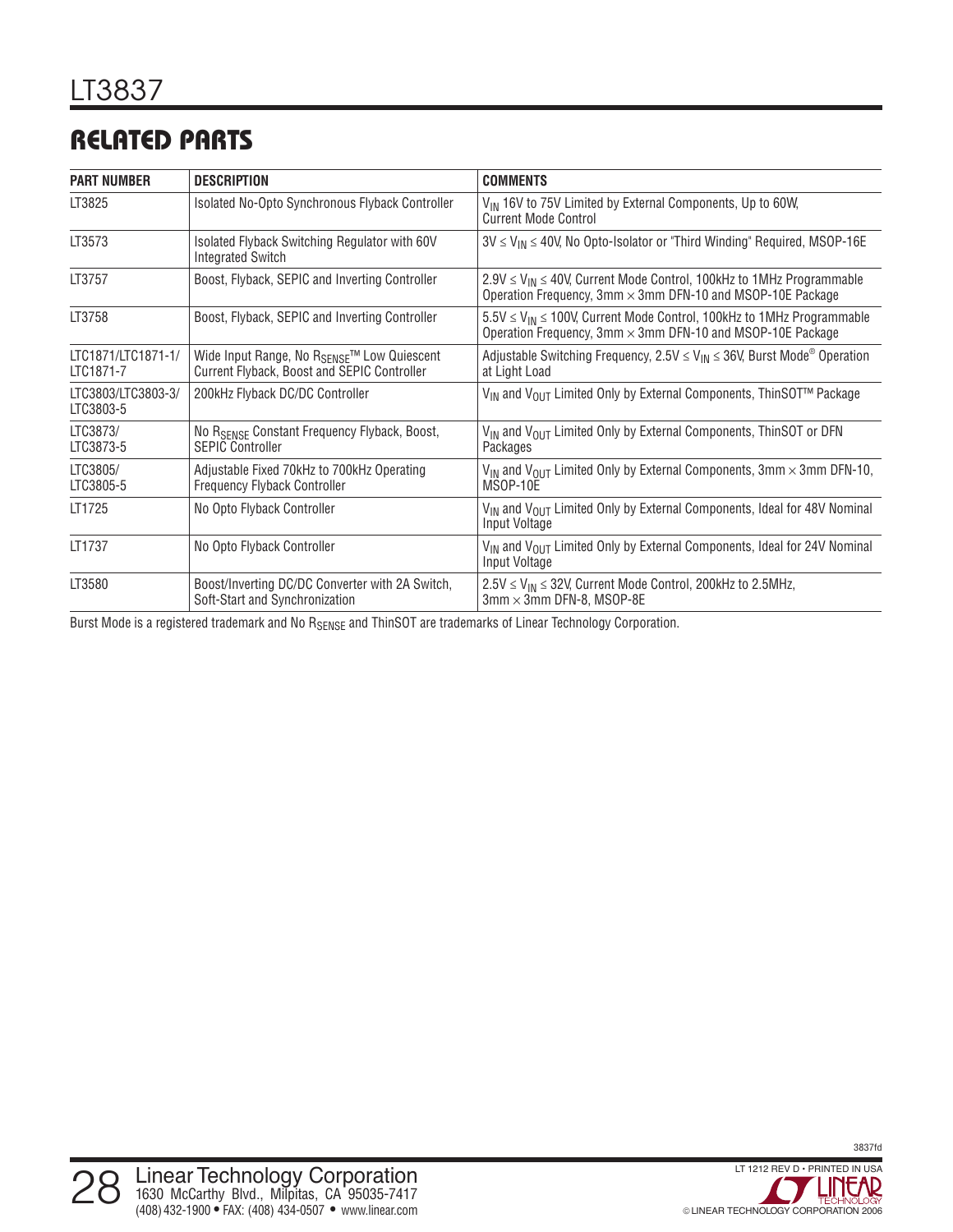## RELATED PARTS

| PART NUMBER | DESCRIPTION | COMMENTS |
|---|---|---|
| LT3825 | Isolated No-Opto Synchronous Flyback Controller | $V_{IN}$ 16V to 75V Limited by External Components, Up to 60W, Current Mode Control |
| LT3573 | Isolated Flyback Switching Regulator with 60V Integrated Switch | $3V \le V_{IN} \le 40V$, No Opto-Isolator or "Third Winding" Required, MSOP-16E |
| LT3757 | Boost, Flyback, SEPIC and Inverting Controller | $2.9V \le V_{IN} \le 40V$, Current Mode Control, 100kHz to 1MHz Programmable Operation Frequency, 3mm × 3mm DFN-10 and MSOP-10E Package |
| LT3758 | Boost, Flyback, SEPIC and Inverting Controller | $5.5V \le V_{IN} \le 100V$, Current Mode Control, 100kHz to 1MHz Programmable Operation Frequency, 3mm × 3mm DFN-10 and MSOP-10E Package |
| LTC1871/LTC1871-1/ LTC1871-7 | Wide Input Range, No $R_{SENSE}$™ Low Quiescent Current Flyback, Boost and SEPIC Controller | Adjustable Switching Frequency, $2.5V \le V_{IN} \le 36V$, Burst Mode® Operation at Light Load |
| LTC3803/LTC3803-3/ LTC3803-5 | 200kHz Flyback DC/DC Controller | $V_{IN}$ and $V_{OUT}$ Limited Only by External Components, ThinSOT™ Package |
| LTC3873/ LTC3873-5 | No $R_{SENSE}$ Constant Frequency Flyback, Boost, SEPIC Controller | $V_{IN}$ and $V_{OUT}$ Limited Only by External Components, ThinSOT or DFN Packages |
| LTC3805/ LTC3805-5 | Adjustable Fixed 70kHz to 700kHz Operating Frequency Flyback Controller | $V_{IN}$ and $V_{OUT}$ Limited Only by External Components, 3mm × 3mm DFN-10, MSOP-10E |
| LT1725 | No Opto Flyback Controller | $V_{IN}$ and $V_{OUT}$ Limited Only by External Components, Ideal for 48V Nominal Input Voltage |
| LT1737 | No Opto Flyback Controller | $V_{IN}$ and $V_{OUT}$ Limited Only by External Components, Ideal for 24V Nominal Input Voltage |
| LT3580 | Boost/Inverting DC/DC Converter with 2A Switch, Soft-Start and Synchronization | $2.5V \le V_{IN} \le 32V$, Current Mode Control, 200kHz to 2.5MHz, 3mm × 3mm DFN-8, MSOP-8E |

Burst Mode is a registered trademark and No $R_{SENSE}$ and ThinSOT are trademarks of Linear Technology Corporation.

Linear Technology Corporation
1630 McCarthy Blvd., Milpitas, CA 95035-7417
(408) 432-1900 • FAX: (408) 434-0507 • www.linear.com

3837fd

LT 1212 REV D • PRINTED IN USA

© LINEAR TECHNOLOGY CORPORATION 2006